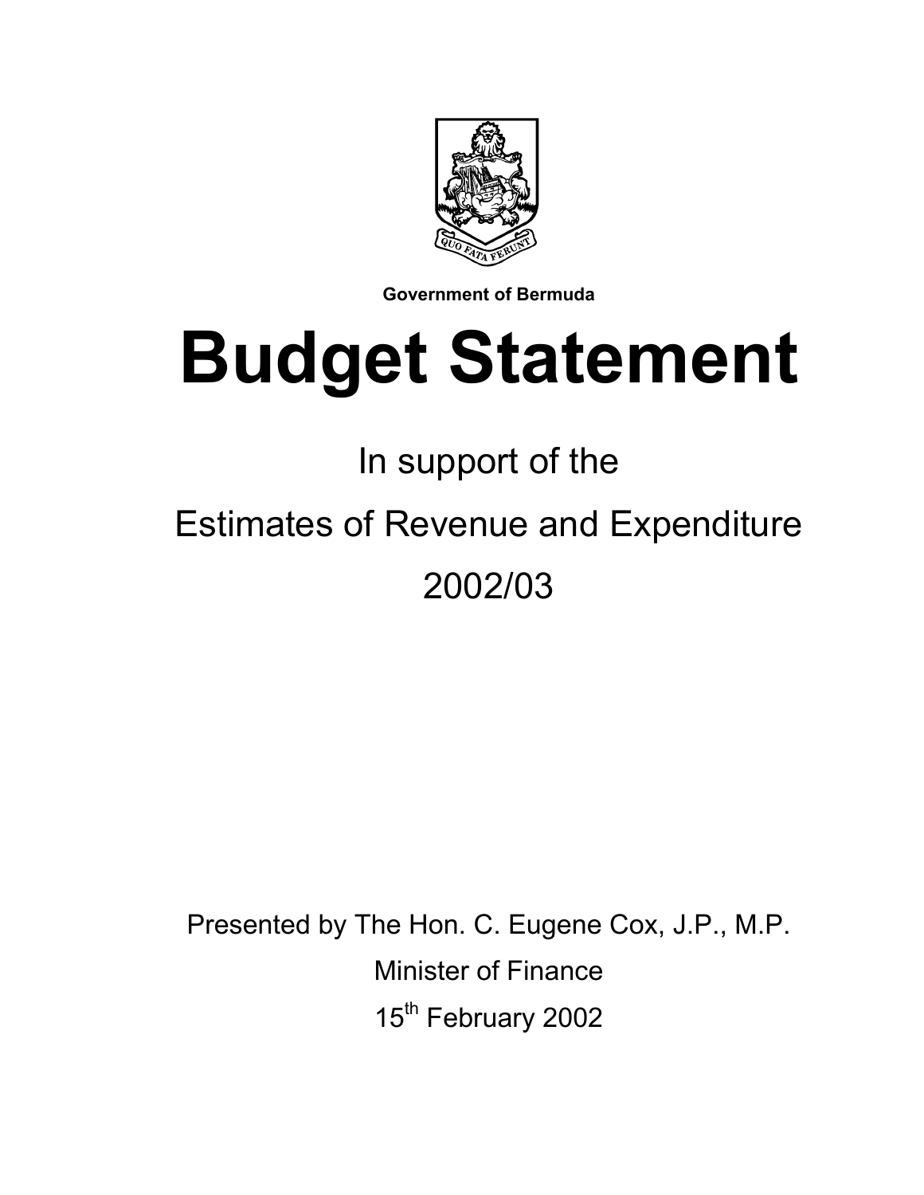QUO FATA FERUNT

**Government of Bermuda**

# Budget Statement

In support of the

Estimates of Revenue and Expenditure

2002/03

Presented by The Hon. C. Eugene Cox, J.P., M.P.

Minister of Finance

15th February 2002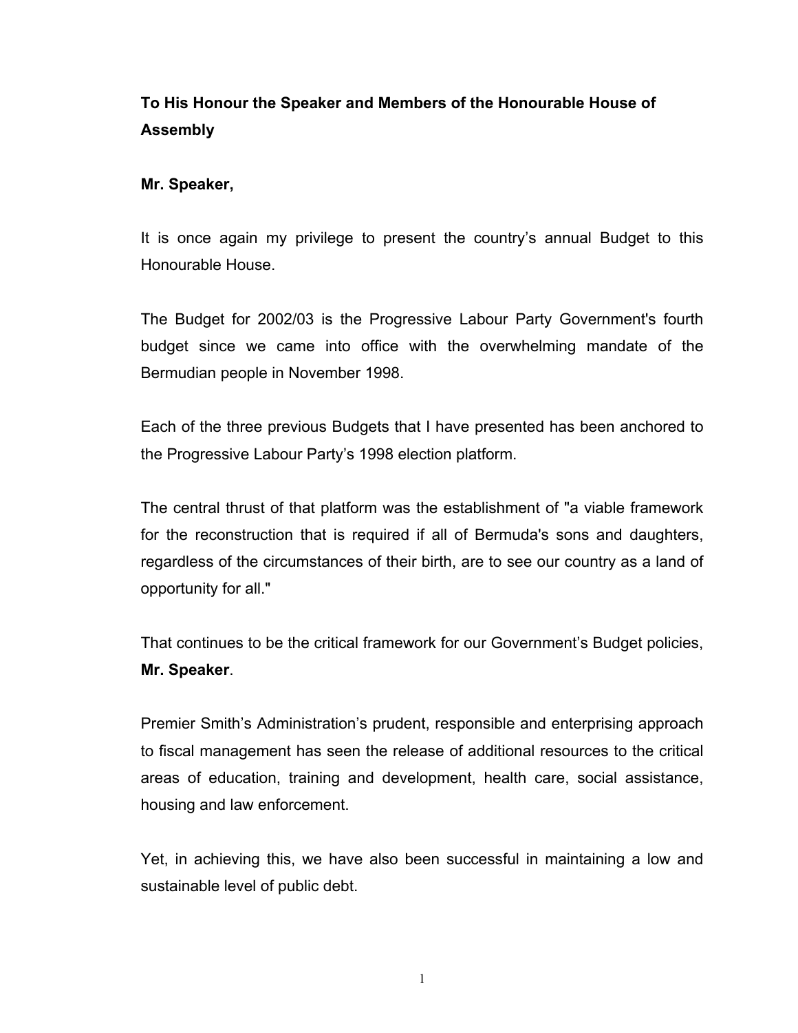**To His Honour the Speaker and Members of the Honourable House of Assembly**

**Mr. Speaker,**

It is once again my privilege to present the country's annual Budget to this Honourable House.

The Budget for 2002/03 is the Progressive Labour Party Government's fourth budget since we came into office with the overwhelming mandate of the Bermudian people in November 1998.

Each of the three previous Budgets that I have presented has been anchored to the Progressive Labour Party's 1998 election platform.

The central thrust of that platform was the establishment of "a viable framework for the reconstruction that is required if all of Bermuda's sons and daughters, regardless of the circumstances of their birth, are to see our country as a land of opportunity for all."

That continues to be the critical framework for our Government's Budget policies, **Mr. Speaker**.

Premier Smith's Administration's prudent, responsible and enterprising approach to fiscal management has seen the release of additional resources to the critical areas of education, training and development, health care, social assistance, housing and law enforcement.

Yet, in achieving this, we have also been successful in maintaining a low and sustainable level of public debt.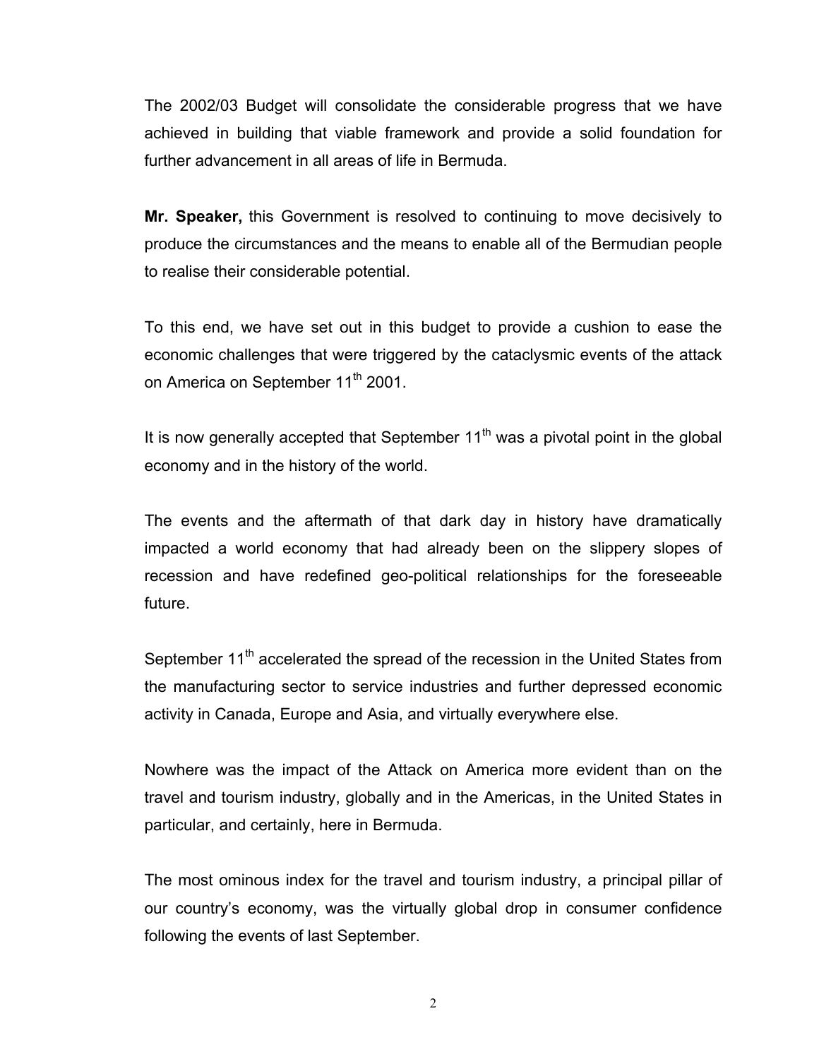The 2002/03 Budget will consolidate the considerable progress that we have achieved in building that viable framework and provide a solid foundation for further advancement in all areas of life in Bermuda.

**Mr. Speaker,** this Government is resolved to continuing to move decisively to produce the circumstances and the means to enable all of the Bermudian people to realise their considerable potential.

To this end, we have set out in this budget to provide a cushion to ease the economic challenges that were triggered by the cataclysmic events of the attack on America on September 11th 2001.

It is now generally accepted that September 11th was a pivotal point in the global economy and in the history of the world.

The events and the aftermath of that dark day in history have dramatically impacted a world economy that had already been on the slippery slopes of recession and have redefined geo-political relationships for the foreseeable future.

September 11th accelerated the spread of the recession in the United States from the manufacturing sector to service industries and further depressed economic activity in Canada, Europe and Asia, and virtually everywhere else.

Nowhere was the impact of the Attack on America more evident than on the travel and tourism industry, globally and in the Americas, in the United States in particular, and certainly, here in Bermuda.

The most ominous index for the travel and tourism industry, a principal pillar of our country's economy, was the virtually global drop in consumer confidence following the events of last September.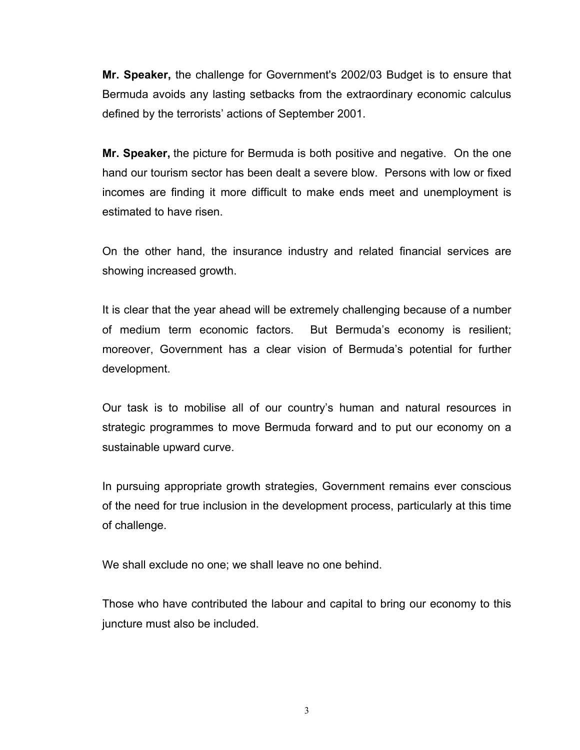**Mr. Speaker,** the challenge for Government's 2002/03 Budget is to ensure that Bermuda avoids any lasting setbacks from the extraordinary economic calculus defined by the terrorists' actions of September 2001.

**Mr. Speaker,** the picture for Bermuda is both positive and negative. On the one hand our tourism sector has been dealt a severe blow. Persons with low or fixed incomes are finding it more difficult to make ends meet and unemployment is estimated to have risen.

On the other hand, the insurance industry and related financial services are showing increased growth.

It is clear that the year ahead will be extremely challenging because of a number of medium term economic factors. But Bermuda's economy is resilient; moreover, Government has a clear vision of Bermuda's potential for further development.

Our task is to mobilise all of our country's human and natural resources in strategic programmes to move Bermuda forward and to put our economy on a sustainable upward curve.

In pursuing appropriate growth strategies, Government remains ever conscious of the need for true inclusion in the development process, particularly at this time of challenge.

We shall exclude no one; we shall leave no one behind.

Those who have contributed the labour and capital to bring our economy to this juncture must also be included.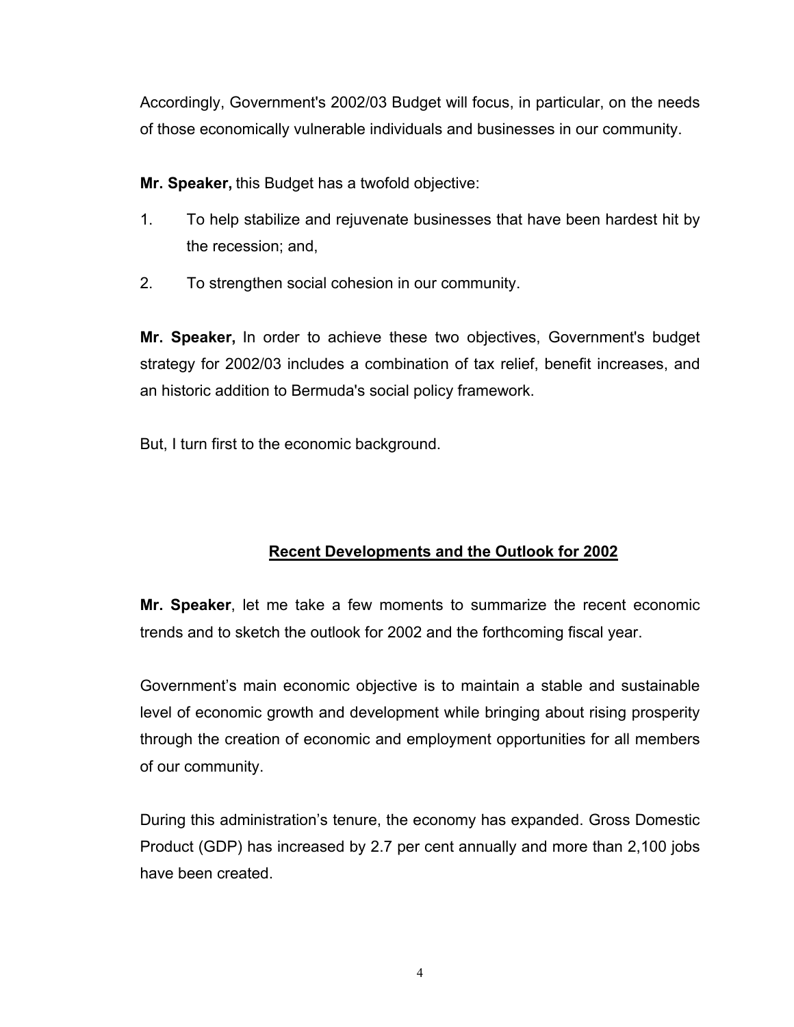Accordingly, Government's 2002/03 Budget will focus, in particular, on the needs of those economically vulnerable individuals and businesses in our community.

**Mr. Speaker,** this Budget has a twofold objective:

1. To help stabilize and rejuvenate businesses that have been hardest hit by the recession; and,
2. To strengthen social cohesion in our community.

**Mr. Speaker,** In order to achieve these two objectives, Government's budget strategy for 2002/03 includes a combination of tax relief, benefit increases, and an historic addition to Bermuda's social policy framework.

But, I turn first to the economic background.

## Recent Developments and the Outlook for 2002

**Mr. Speaker**, let me take a few moments to summarize the recent economic trends and to sketch the outlook for 2002 and the forthcoming fiscal year.

Government's main economic objective is to maintain a stable and sustainable level of economic growth and development while bringing about rising prosperity through the creation of economic and employment opportunities for all members of our community.

During this administration's tenure, the economy has expanded. Gross Domestic Product (GDP) has increased by 2.7 per cent annually and more than 2,100 jobs have been created.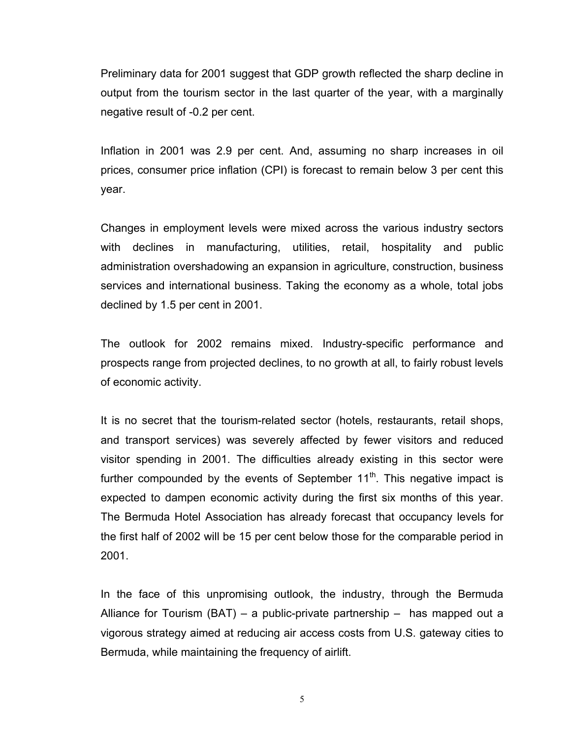Preliminary data for 2001 suggest that GDP growth reflected the sharp decline in output from the tourism sector in the last quarter of the year, with a marginally negative result of -0.2 per cent.

Inflation in 2001 was 2.9 per cent. And, assuming no sharp increases in oil prices, consumer price inflation (CPI) is forecast to remain below 3 per cent this year.

Changes in employment levels were mixed across the various industry sectors with declines in manufacturing, utilities, retail, hospitality and public administration overshadowing an expansion in agriculture, construction, business services and international business. Taking the economy as a whole, total jobs declined by 1.5 per cent in 2001.

The outlook for 2002 remains mixed. Industry-specific performance and prospects range from projected declines, to no growth at all, to fairly robust levels of economic activity.

It is no secret that the tourism-related sector (hotels, restaurants, retail shops, and transport services) was severely affected by fewer visitors and reduced visitor spending in 2001. The difficulties already existing in this sector were further compounded by the events of September 11th. This negative impact is expected to dampen economic activity during the first six months of this year. The Bermuda Hotel Association has already forecast that occupancy levels for the first half of 2002 will be 15 per cent below those for the comparable period in 2001.

In the face of this unpromising outlook, the industry, through the Bermuda Alliance for Tourism (BAT) – a public-private partnership – has mapped out a vigorous strategy aimed at reducing air access costs from U.S. gateway cities to Bermuda, while maintaining the frequency of airlift.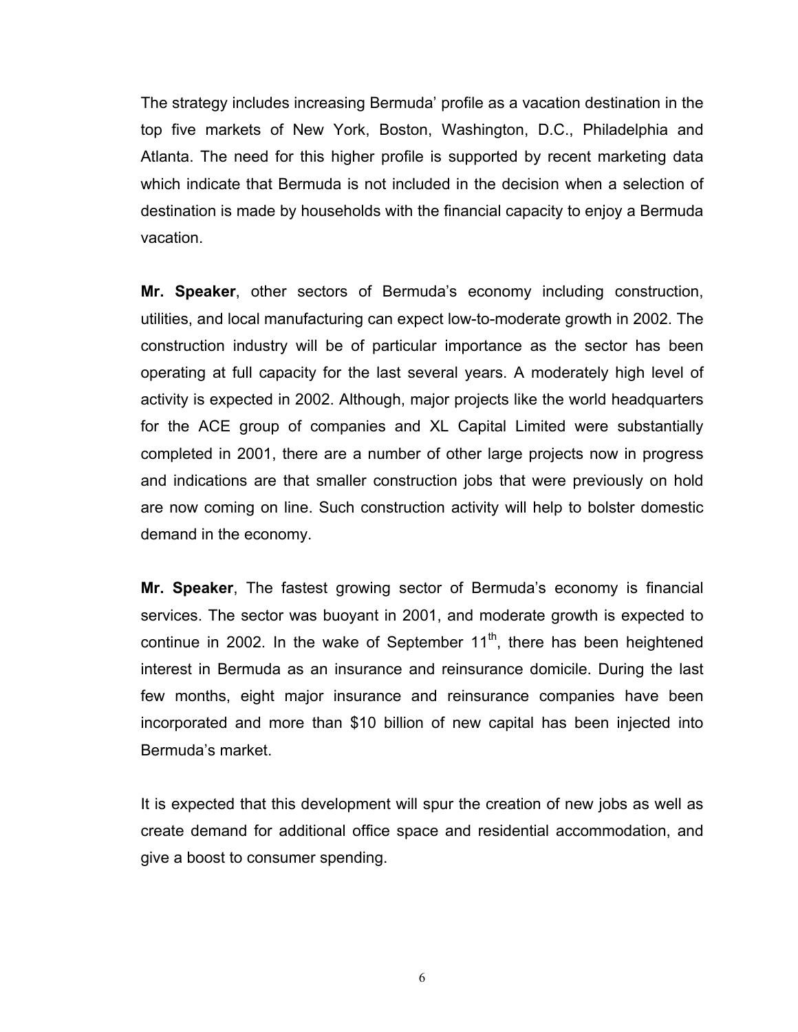The strategy includes increasing Bermuda' profile as a vacation destination in the top five markets of New York, Boston, Washington, D.C., Philadelphia and Atlanta. The need for this higher profile is supported by recent marketing data which indicate that Bermuda is not included in the decision when a selection of destination is made by households with the financial capacity to enjoy a Bermuda vacation.

**Mr. Speaker**, other sectors of Bermuda's economy including construction, utilities, and local manufacturing can expect low-to-moderate growth in 2002. The construction industry will be of particular importance as the sector has been operating at full capacity for the last several years. A moderately high level of activity is expected in 2002. Although, major projects like the world headquarters for the ACE group of companies and XL Capital Limited were substantially completed in 2001, there are a number of other large projects now in progress and indications are that smaller construction jobs that were previously on hold are now coming on line. Such construction activity will help to bolster domestic demand in the economy.

**Mr. Speaker**, The fastest growing sector of Bermuda's economy is financial services. The sector was buoyant in 2001, and moderate growth is expected to continue in 2002. In the wake of September 11th, there has been heightened interest in Bermuda as an insurance and reinsurance domicile. During the last few months, eight major insurance and reinsurance companies have been incorporated and more than $10 billion of new capital has been injected into Bermuda's market.

It is expected that this development will spur the creation of new jobs as well as create demand for additional office space and residential accommodation, and give a boost to consumer spending.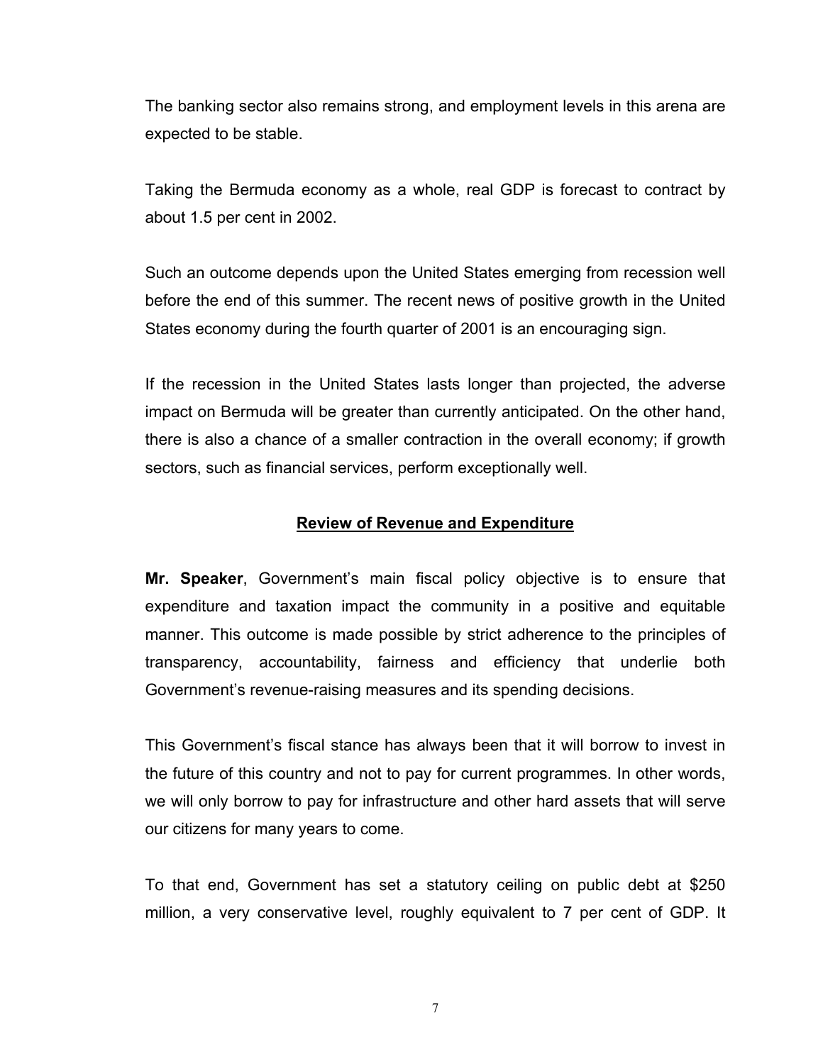The banking sector also remains strong, and employment levels in this arena are expected to be stable.

Taking the Bermuda economy as a whole, real GDP is forecast to contract by about 1.5 per cent in 2002.

Such an outcome depends upon the United States emerging from recession well before the end of this summer. The recent news of positive growth in the United States economy during the fourth quarter of 2001 is an encouraging sign.

If the recession in the United States lasts longer than projected, the adverse impact on Bermuda will be greater than currently anticipated. On the other hand, there is also a chance of a smaller contraction in the overall economy; if growth sectors, such as financial services, perform exceptionally well.

## Review of Revenue and Expenditure

**Mr. Speaker**, Government's main fiscal policy objective is to ensure that expenditure and taxation impact the community in a positive and equitable manner. This outcome is made possible by strict adherence to the principles of transparency, accountability, fairness and efficiency that underlie both Government's revenue-raising measures and its spending decisions.

This Government's fiscal stance has always been that it will borrow to invest in the future of this country and not to pay for current programmes. In other words, we will only borrow to pay for infrastructure and other hard assets that will serve our citizens for many years to come.

To that end, Government has set a statutory ceiling on public debt at $250 million, a very conservative level, roughly equivalent to 7 per cent of GDP. It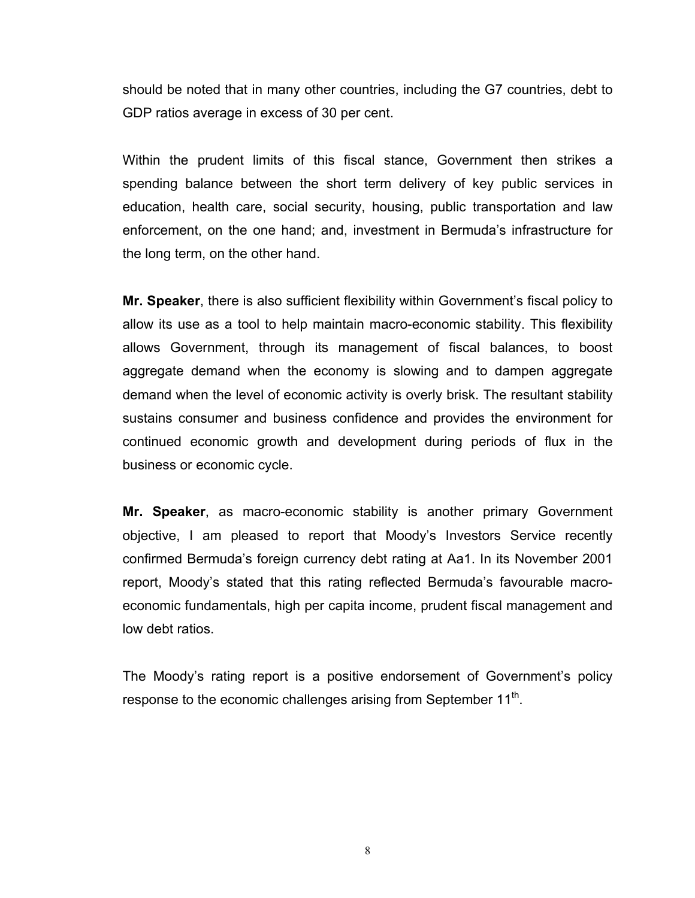should be noted that in many other countries, including the G7 countries, debt to GDP ratios average in excess of 30 per cent.

Within the prudent limits of this fiscal stance, Government then strikes a spending balance between the short term delivery of key public services in education, health care, social security, housing, public transportation and law enforcement, on the one hand; and, investment in Bermuda's infrastructure for the long term, on the other hand.

**Mr. Speaker**, there is also sufficient flexibility within Government's fiscal policy to allow its use as a tool to help maintain macro-economic stability. This flexibility allows Government, through its management of fiscal balances, to boost aggregate demand when the economy is slowing and to dampen aggregate demand when the level of economic activity is overly brisk. The resultant stability sustains consumer and business confidence and provides the environment for continued economic growth and development during periods of flux in the business or economic cycle.

**Mr. Speaker**, as macro-economic stability is another primary Government objective, I am pleased to report that Moody's Investors Service recently confirmed Bermuda's foreign currency debt rating at Aa1. In its November 2001 report, Moody's stated that this rating reflected Bermuda's favourable macro-economic fundamentals, high per capita income, prudent fiscal management and low debt ratios.

The Moody's rating report is a positive endorsement of Government's policy response to the economic challenges arising from September 11th.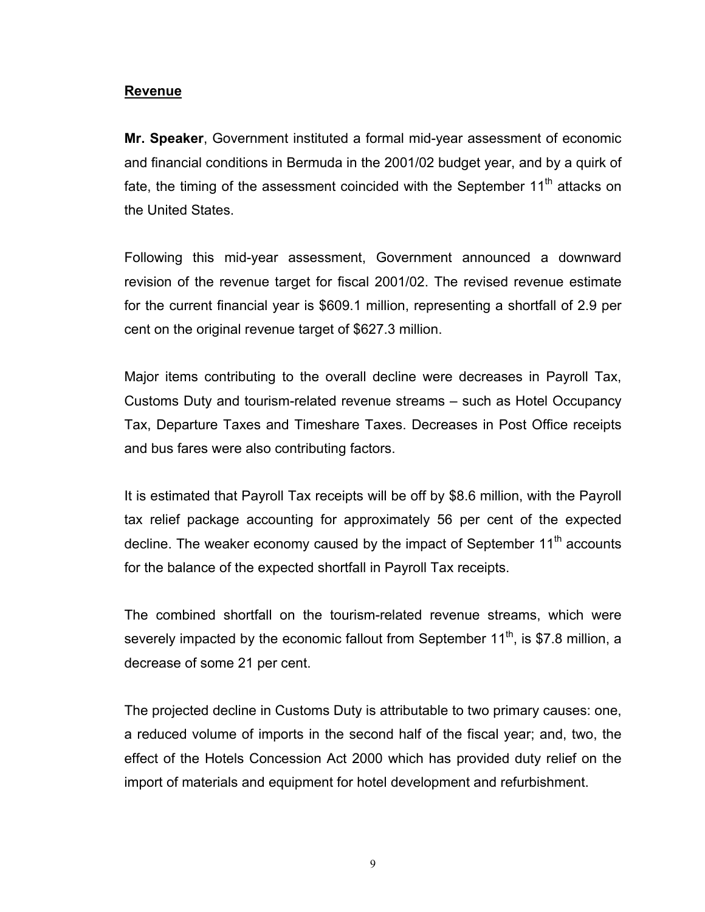## Revenue

**Mr. Speaker**, Government instituted a formal mid-year assessment of economic and financial conditions in Bermuda in the 2001/02 budget year, and by a quirk of fate, the timing of the assessment coincided with the September 11th attacks on the United States.

Following this mid-year assessment, Government announced a downward revision of the revenue target for fiscal 2001/02. The revised revenue estimate for the current financial year is $609.1 million, representing a shortfall of 2.9 per cent on the original revenue target of $627.3 million.

Major items contributing to the overall decline were decreases in Payroll Tax, Customs Duty and tourism-related revenue streams – such as Hotel Occupancy Tax, Departure Taxes and Timeshare Taxes. Decreases in Post Office receipts and bus fares were also contributing factors.

It is estimated that Payroll Tax receipts will be off by $8.6 million, with the Payroll tax relief package accounting for approximately 56 per cent of the expected decline. The weaker economy caused by the impact of September 11th accounts for the balance of the expected shortfall in Payroll Tax receipts.

The combined shortfall on the tourism-related revenue streams, which were severely impacted by the economic fallout from September 11th, is $7.8 million, a decrease of some 21 per cent.

The projected decline in Customs Duty is attributable to two primary causes: one, a reduced volume of imports in the second half of the fiscal year; and, two, the effect of the Hotels Concession Act 2000 which has provided duty relief on the import of materials and equipment for hotel development and refurbishment.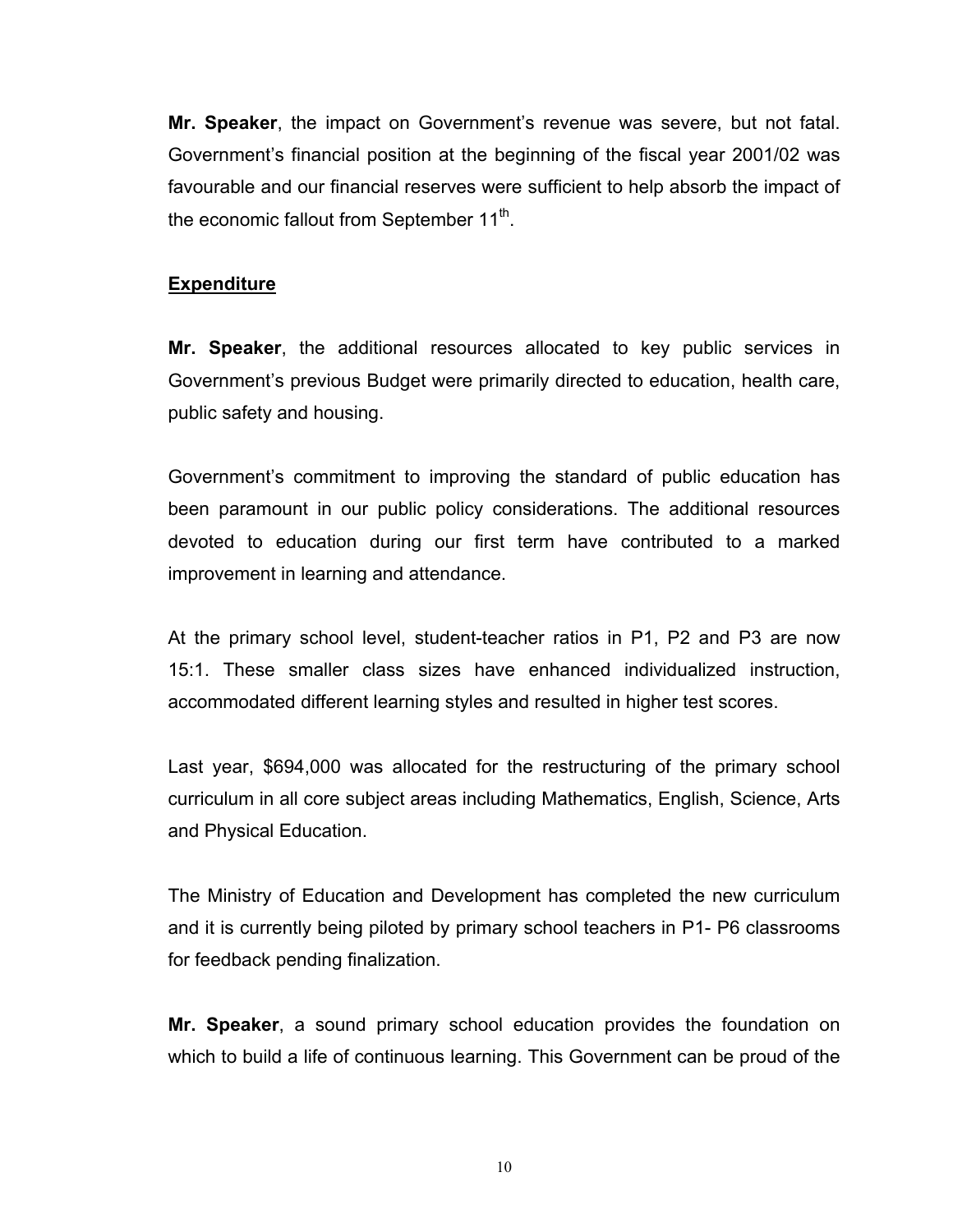**Mr. Speaker**, the impact on Government's revenue was severe, but not fatal. Government's financial position at the beginning of the fiscal year 2001/02 was favourable and our financial reserves were sufficient to help absorb the impact of the economic fallout from September 11th.

## Expenditure

**Mr. Speaker**, the additional resources allocated to key public services in Government's previous Budget were primarily directed to education, health care, public safety and housing.

Government's commitment to improving the standard of public education has been paramount in our public policy considerations. The additional resources devoted to education during our first term have contributed to a marked improvement in learning and attendance.

At the primary school level, student-teacher ratios in P1, P2 and P3 are now 15:1. These smaller class sizes have enhanced individualized instruction, accommodated different learning styles and resulted in higher test scores.

Last year, $694,000 was allocated for the restructuring of the primary school curriculum in all core subject areas including Mathematics, English, Science, Arts and Physical Education.

The Ministry of Education and Development has completed the new curriculum and it is currently being piloted by primary school teachers in P1- P6 classrooms for feedback pending finalization.

**Mr. Speaker**, a sound primary school education provides the foundation on which to build a life of continuous learning. This Government can be proud of the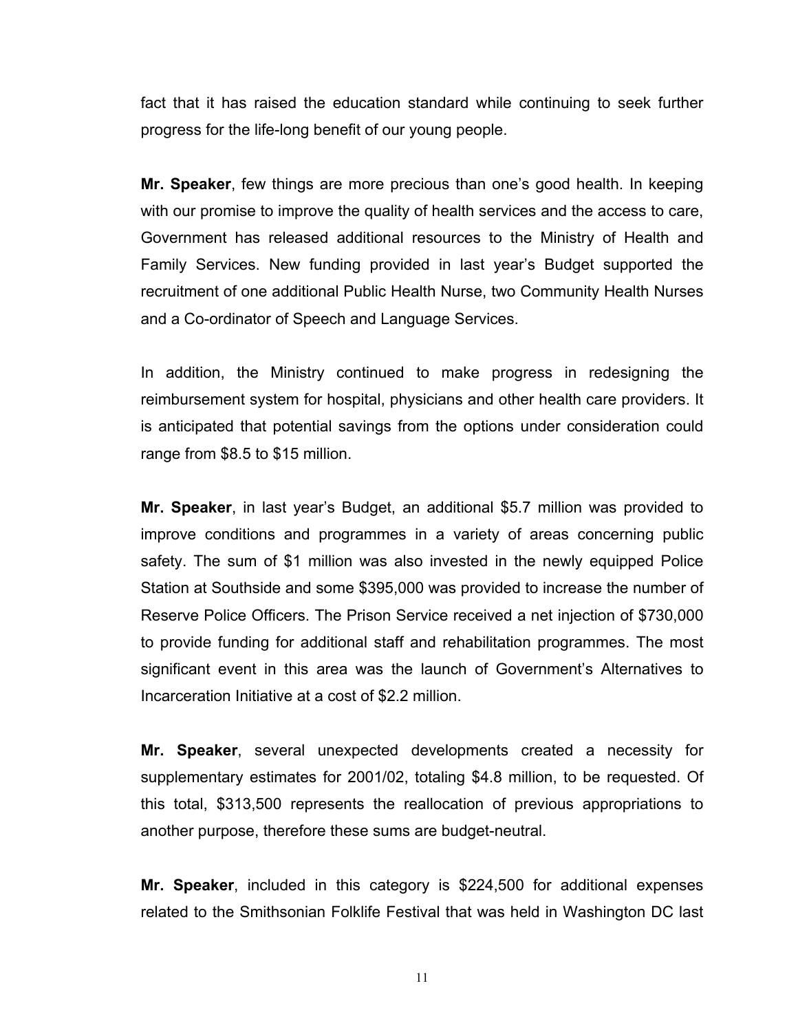fact that it has raised the education standard while continuing to seek further progress for the life-long benefit of our young people.

**Mr. Speaker**, few things are more precious than one's good health. In keeping with our promise to improve the quality of health services and the access to care, Government has released additional resources to the Ministry of Health and Family Services. New funding provided in last year's Budget supported the recruitment of one additional Public Health Nurse, two Community Health Nurses and a Co-ordinator of Speech and Language Services.

In addition, the Ministry continued to make progress in redesigning the reimbursement system for hospital, physicians and other health care providers. It is anticipated that potential savings from the options under consideration could range from $8.5 to $15 million.

**Mr. Speaker**, in last year's Budget, an additional $5.7 million was provided to improve conditions and programmes in a variety of areas concerning public safety. The sum of $1 million was also invested in the newly equipped Police Station at Southside and some $395,000 was provided to increase the number of Reserve Police Officers. The Prison Service received a net injection of $730,000 to provide funding for additional staff and rehabilitation programmes. The most significant event in this area was the launch of Government's Alternatives to Incarceration Initiative at a cost of $2.2 million.

**Mr. Speaker**, several unexpected developments created a necessity for supplementary estimates for 2001/02, totaling $4.8 million, to be requested. Of this total, $313,500 represents the reallocation of previous appropriations to another purpose, therefore these sums are budget-neutral.

**Mr. Speaker**, included in this category is $224,500 for additional expenses related to the Smithsonian Folklife Festival that was held in Washington DC last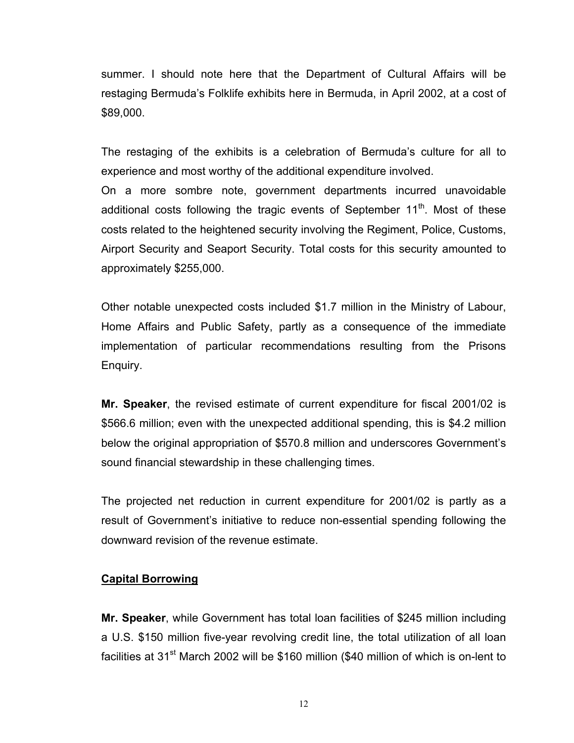summer. I should note here that the Department of Cultural Affairs will be restaging Bermuda's Folklife exhibits here in Bermuda, in April 2002, at a cost of $89,000.

The restaging of the exhibits is a celebration of Bermuda's culture for all to experience and most worthy of the additional expenditure involved.

On a more sombre note, government departments incurred unavoidable additional costs following the tragic events of September 11th. Most of these costs related to the heightened security involving the Regiment, Police, Customs, Airport Security and Seaport Security. Total costs for this security amounted to approximately $255,000.

Other notable unexpected costs included $1.7 million in the Ministry of Labour, Home Affairs and Public Safety, partly as a consequence of the immediate implementation of particular recommendations resulting from the Prisons Enquiry.

**Mr. Speaker**, the revised estimate of current expenditure for fiscal 2001/02 is $566.6 million; even with the unexpected additional spending, this is $4.2 million below the original appropriation of $570.8 million and underscores Government's sound financial stewardship in these challenging times.

The projected net reduction in current expenditure for 2001/02 is partly as a result of Government's initiative to reduce non-essential spending following the downward revision of the revenue estimate.

## Capital Borrowing

**Mr. Speaker**, while Government has total loan facilities of $245 million including a U.S. $150 million five-year revolving credit line, the total utilization of all loan facilities at 31st March 2002 will be $160 million ($40 million of which is on-lent to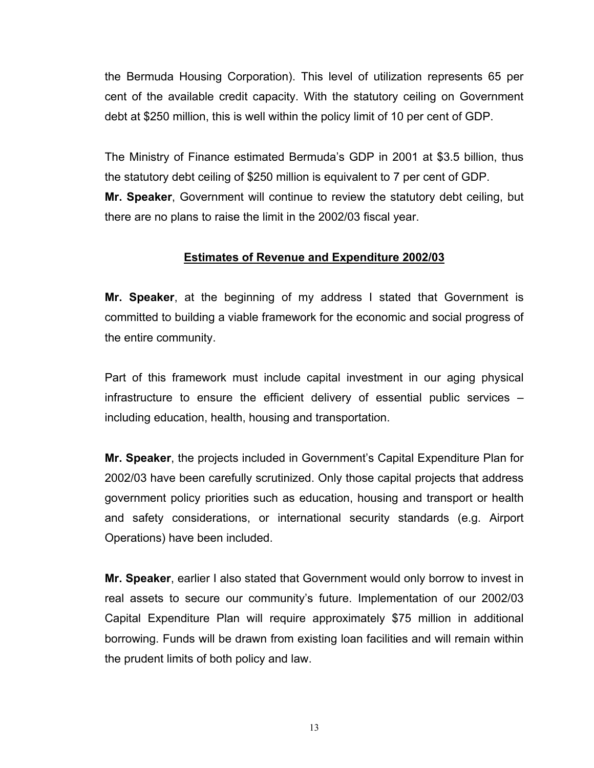the Bermuda Housing Corporation). This level of utilization represents 65 per cent of the available credit capacity. With the statutory ceiling on Government debt at $250 million, this is well within the policy limit of 10 per cent of GDP.

The Ministry of Finance estimated Bermuda's GDP in 2001 at $3.5 billion, thus the statutory debt ceiling of $250 million is equivalent to 7 per cent of GDP.
**Mr. Speaker**, Government will continue to review the statutory debt ceiling, but there are no plans to raise the limit in the 2002/03 fiscal year.

## Estimates of Revenue and Expenditure 2002/03

**Mr. Speaker**, at the beginning of my address I stated that Government is committed to building a viable framework for the economic and social progress of the entire community.

Part of this framework must include capital investment in our aging physical infrastructure to ensure the efficient delivery of essential public services – including education, health, housing and transportation.

**Mr. Speaker**, the projects included in Government's Capital Expenditure Plan for 2002/03 have been carefully scrutinized. Only those capital projects that address government policy priorities such as education, housing and transport or health and safety considerations, or international security standards (e.g. Airport Operations) have been included.

**Mr. Speaker**, earlier I also stated that Government would only borrow to invest in real assets to secure our community's future. Implementation of our 2002/03 Capital Expenditure Plan will require approximately $75 million in additional borrowing. Funds will be drawn from existing loan facilities and will remain within the prudent limits of both policy and law.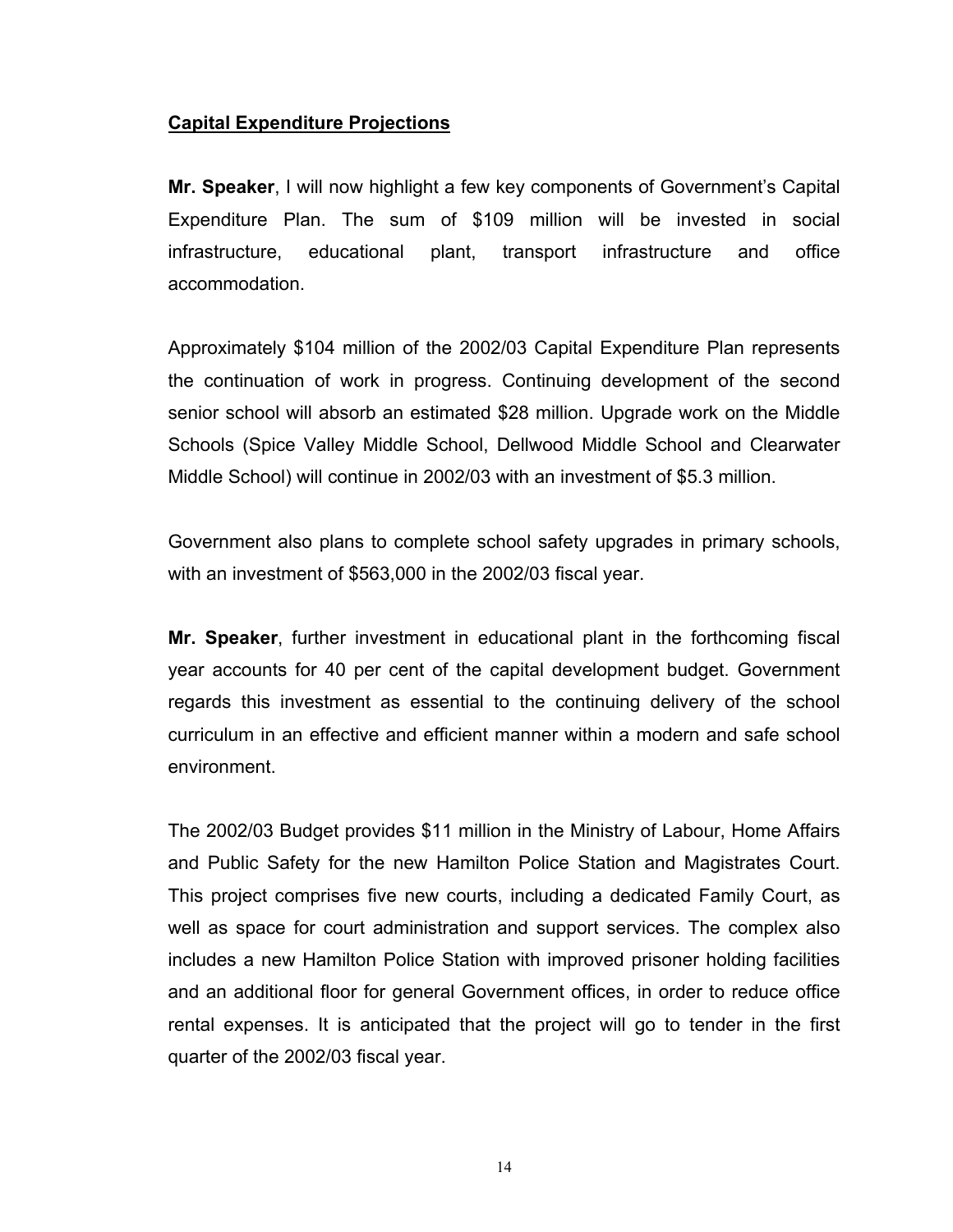**Capital Expenditure Projections**

**Mr. Speaker**, I will now highlight a few key components of Government's Capital Expenditure Plan. The sum of $109 million will be invested in social infrastructure, educational plant, transport infrastructure and office accommodation.

Approximately $104 million of the 2002/03 Capital Expenditure Plan represents the continuation of work in progress. Continuing development of the second senior school will absorb an estimated $28 million. Upgrade work on the Middle Schools (Spice Valley Middle School, Dellwood Middle School and Clearwater Middle School) will continue in 2002/03 with an investment of $5.3 million.

Government also plans to complete school safety upgrades in primary schools, with an investment of $563,000 in the 2002/03 fiscal year.

**Mr. Speaker**, further investment in educational plant in the forthcoming fiscal year accounts for 40 per cent of the capital development budget. Government regards this investment as essential to the continuing delivery of the school curriculum in an effective and efficient manner within a modern and safe school environment.

The 2002/03 Budget provides $11 million in the Ministry of Labour, Home Affairs and Public Safety for the new Hamilton Police Station and Magistrates Court. This project comprises five new courts, including a dedicated Family Court, as well as space for court administration and support services. The complex also includes a new Hamilton Police Station with improved prisoner holding facilities and an additional floor for general Government offices, in order to reduce office rental expenses. It is anticipated that the project will go to tender in the first quarter of the 2002/03 fiscal year.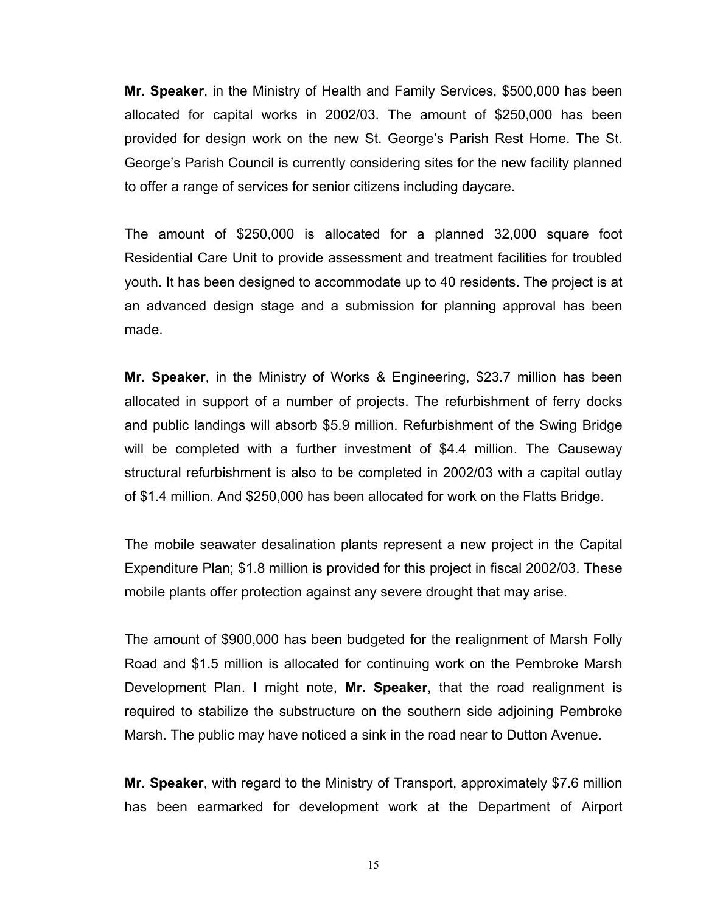**Mr. Speaker**, in the Ministry of Health and Family Services, $500,000 has been allocated for capital works in 2002/03. The amount of $250,000 has been provided for design work on the new St. George's Parish Rest Home. The St. George's Parish Council is currently considering sites for the new facility planned to offer a range of services for senior citizens including daycare.

The amount of $250,000 is allocated for a planned 32,000 square foot Residential Care Unit to provide assessment and treatment facilities for troubled youth. It has been designed to accommodate up to 40 residents. The project is at an advanced design stage and a submission for planning approval has been made.

**Mr. Speaker**, in the Ministry of Works & Engineering, $23.7 million has been allocated in support of a number of projects. The refurbishment of ferry docks and public landings will absorb $5.9 million. Refurbishment of the Swing Bridge will be completed with a further investment of $4.4 million. The Causeway structural refurbishment is also to be completed in 2002/03 with a capital outlay of $1.4 million. And $250,000 has been allocated for work on the Flatts Bridge.

The mobile seawater desalination plants represent a new project in the Capital Expenditure Plan; $1.8 million is provided for this project in fiscal 2002/03. These mobile plants offer protection against any severe drought that may arise.

The amount of $900,000 has been budgeted for the realignment of Marsh Folly Road and $1.5 million is allocated for continuing work on the Pembroke Marsh Development Plan. I might note, **Mr. Speaker**, that the road realignment is required to stabilize the substructure on the southern side adjoining Pembroke Marsh. The public may have noticed a sink in the road near to Dutton Avenue.

**Mr. Speaker**, with regard to the Ministry of Transport, approximately $7.6 million has been earmarked for development work at the Department of Airport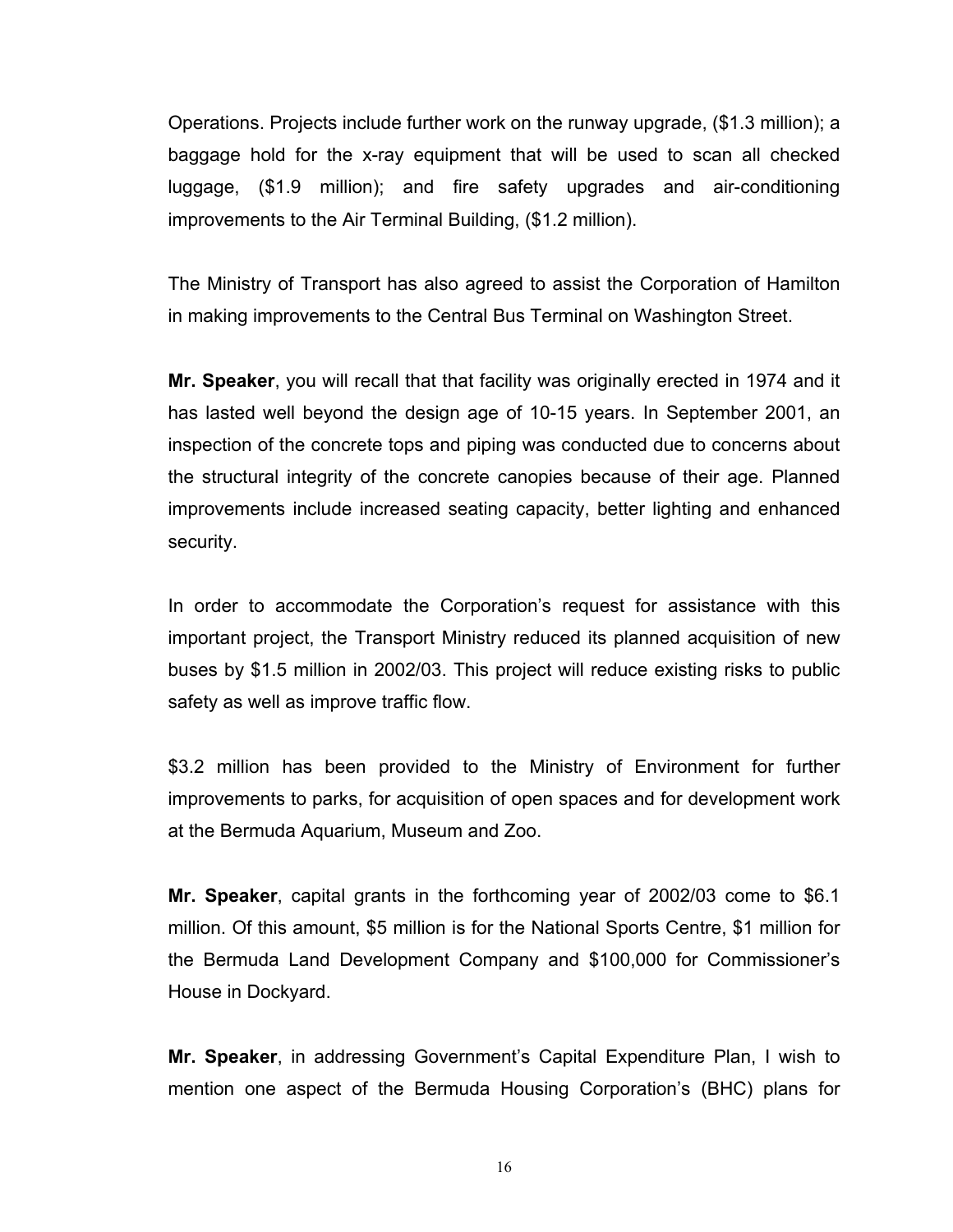Operations. Projects include further work on the runway upgrade, ($1.3 million); a baggage hold for the x-ray equipment that will be used to scan all checked luggage, ($1.9 million); and fire safety upgrades and air-conditioning improvements to the Air Terminal Building, ($1.2 million).

The Ministry of Transport has also agreed to assist the Corporation of Hamilton in making improvements to the Central Bus Terminal on Washington Street.

**Mr. Speaker**, you will recall that that facility was originally erected in 1974 and it has lasted well beyond the design age of 10-15 years. In September 2001, an inspection of the concrete tops and piping was conducted due to concerns about the structural integrity of the concrete canopies because of their age. Planned improvements include increased seating capacity, better lighting and enhanced security.

In order to accommodate the Corporation's request for assistance with this important project, the Transport Ministry reduced its planned acquisition of new buses by $1.5 million in 2002/03. This project will reduce existing risks to public safety as well as improve traffic flow.

$3.2 million has been provided to the Ministry of Environment for further improvements to parks, for acquisition of open spaces and for development work at the Bermuda Aquarium, Museum and Zoo.

**Mr. Speaker**, capital grants in the forthcoming year of 2002/03 come to $6.1 million. Of this amount, $5 million is for the National Sports Centre, $1 million for the Bermuda Land Development Company and $100,000 for Commissioner's House in Dockyard.

**Mr. Speaker**, in addressing Government's Capital Expenditure Plan, I wish to mention one aspect of the Bermuda Housing Corporation's (BHC) plans for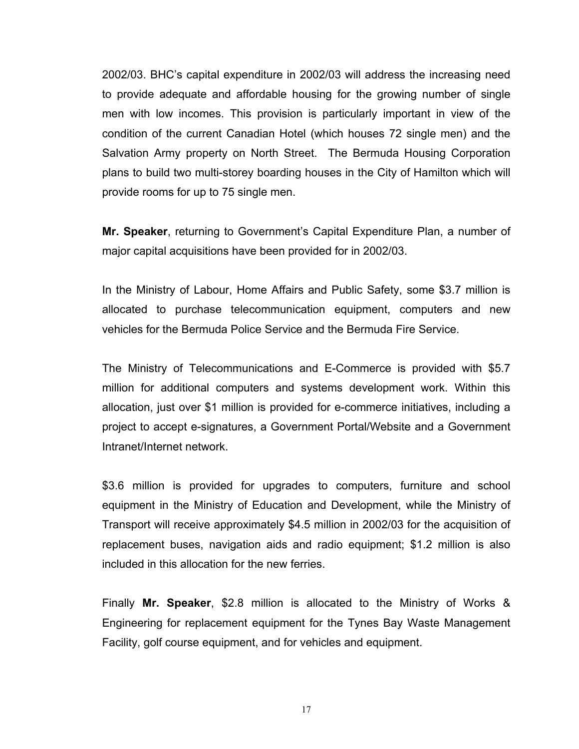2002/03. BHC's capital expenditure in 2002/03 will address the increasing need to provide adequate and affordable housing for the growing number of single men with low incomes. This provision is particularly important in view of the condition of the current Canadian Hotel (which houses 72 single men) and the Salvation Army property on North Street. The Bermuda Housing Corporation plans to build two multi-storey boarding houses in the City of Hamilton which will provide rooms for up to 75 single men.

**Mr. Speaker**, returning to Government's Capital Expenditure Plan, a number of major capital acquisitions have been provided for in 2002/03.

In the Ministry of Labour, Home Affairs and Public Safety, some $3.7 million is allocated to purchase telecommunication equipment, computers and new vehicles for the Bermuda Police Service and the Bermuda Fire Service.

The Ministry of Telecommunications and E-Commerce is provided with $5.7 million for additional computers and systems development work. Within this allocation, just over $1 million is provided for e-commerce initiatives, including a project to accept e-signatures, a Government Portal/Website and a Government Intranet/Internet network.

$3.6 million is provided for upgrades to computers, furniture and school equipment in the Ministry of Education and Development, while the Ministry of Transport will receive approximately $4.5 million in 2002/03 for the acquisition of replacement buses, navigation aids and radio equipment; $1.2 million is also included in this allocation for the new ferries.

Finally **Mr. Speaker**, $2.8 million is allocated to the Ministry of Works & Engineering for replacement equipment for the Tynes Bay Waste Management Facility, golf course equipment, and for vehicles and equipment.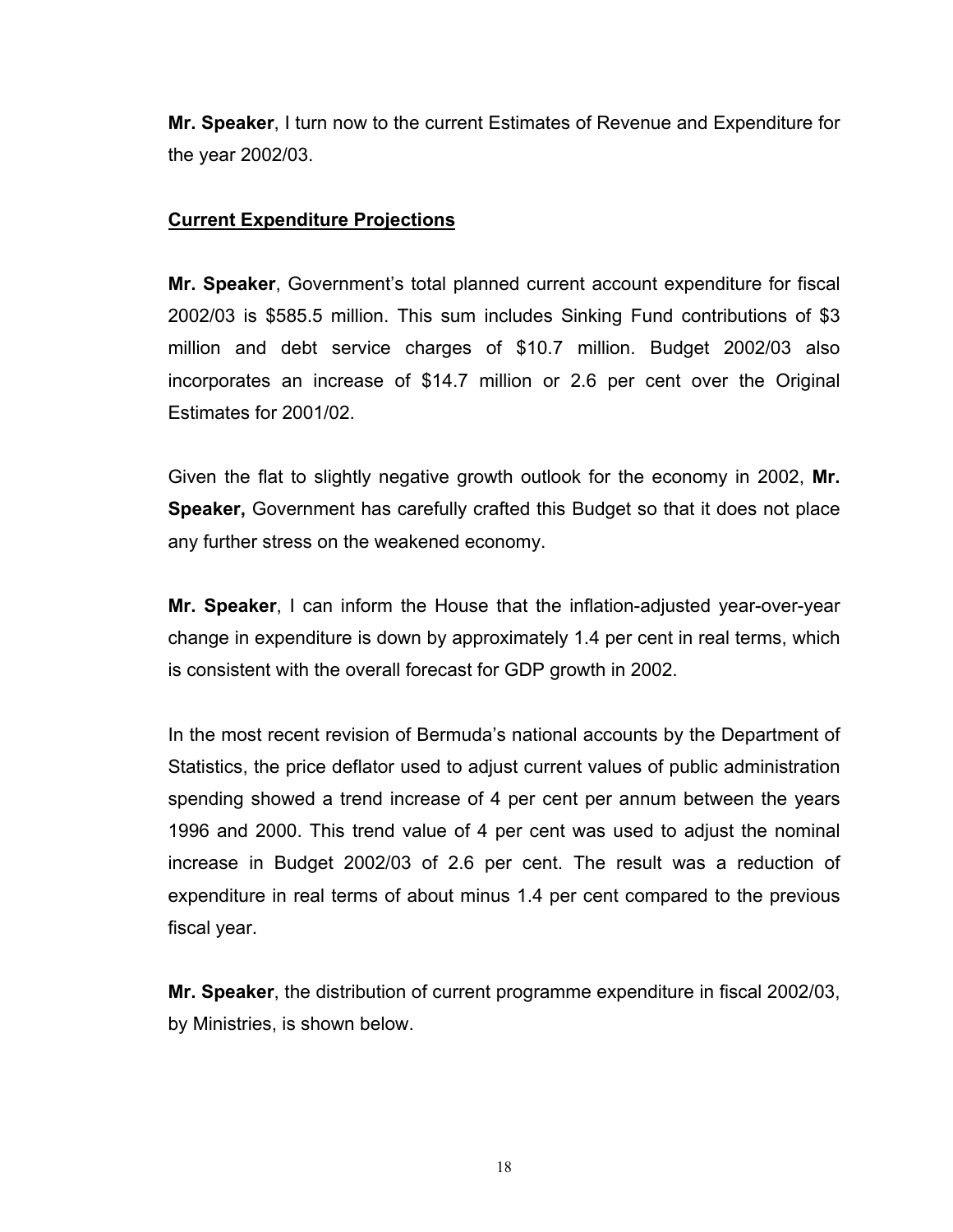**Mr. Speaker**, I turn now to the current Estimates of Revenue and Expenditure for the year 2002/03.

## Current Expenditure Projections

**Mr. Speaker**, Government's total planned current account expenditure for fiscal 2002/03 is $585.5 million. This sum includes Sinking Fund contributions of $3 million and debt service charges of $10.7 million. Budget 2002/03 also incorporates an increase of $14.7 million or 2.6 per cent over the Original Estimates for 2001/02.

Given the flat to slightly negative growth outlook for the economy in 2002, **Mr. Speaker,** Government has carefully crafted this Budget so that it does not place any further stress on the weakened economy.

**Mr. Speaker**, I can inform the House that the inflation-adjusted year-over-year change in expenditure is down by approximately 1.4 per cent in real terms, which is consistent with the overall forecast for GDP growth in 2002.

In the most recent revision of Bermuda's national accounts by the Department of Statistics, the price deflator used to adjust current values of public administration spending showed a trend increase of 4 per cent per annum between the years 1996 and 2000. This trend value of 4 per cent was used to adjust the nominal increase in Budget 2002/03 of 2.6 per cent. The result was a reduction of expenditure in real terms of about minus 1.4 per cent compared to the previous fiscal year.

**Mr. Speaker**, the distribution of current programme expenditure in fiscal 2002/03, by Ministries, is shown below.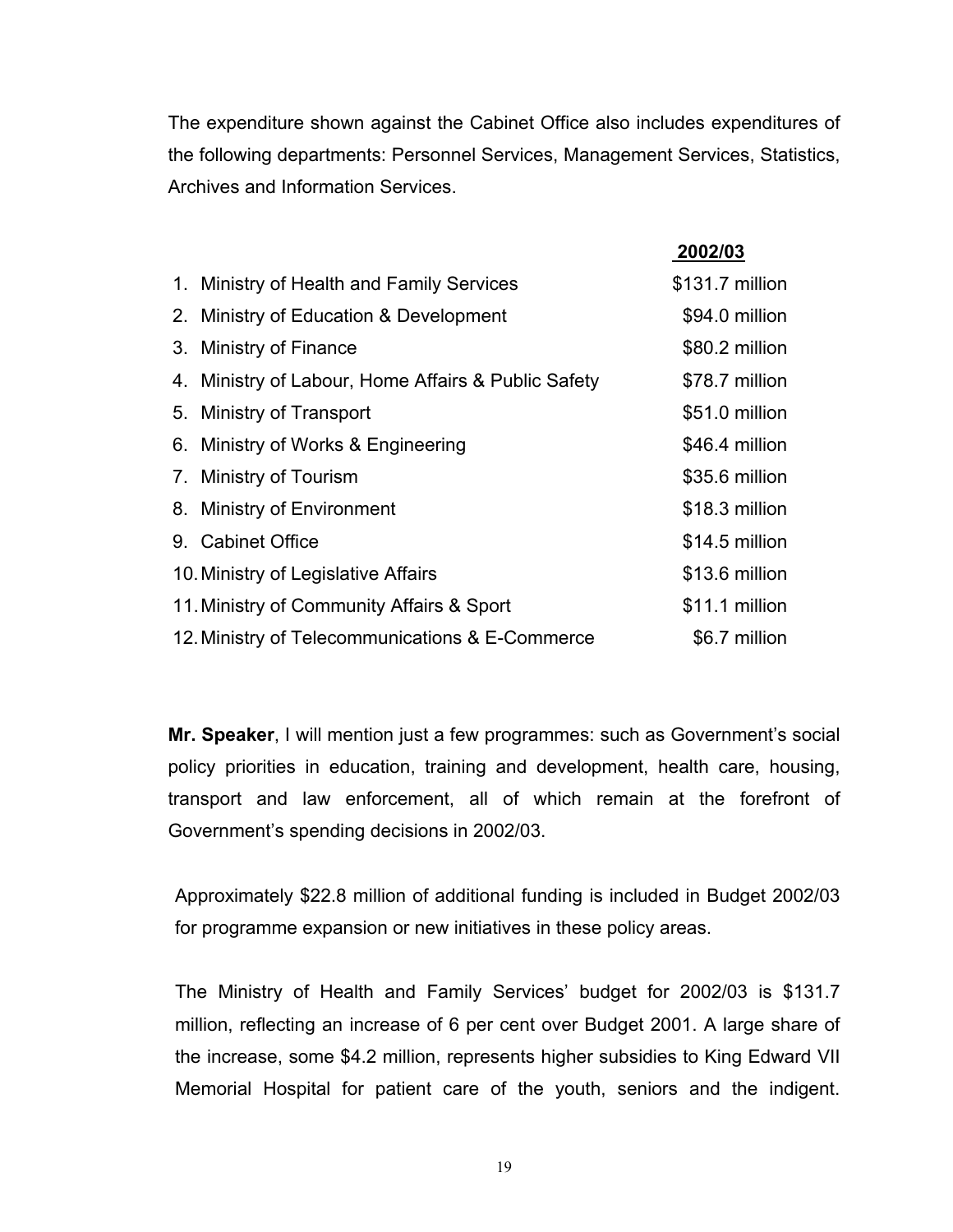The expenditure shown against the Cabinet Office also includes expenditures of the following departments: Personnel Services, Management Services, Statistics, Archives and Information Services.

| | 2002/03 |
|---|---|
| 1. Ministry of Health and Family Services | $131.7 million |
| 2. Ministry of Education & Development | $94.0 million |
| 3. Ministry of Finance | $80.2 million |
| 4. Ministry of Labour, Home Affairs & Public Safety | $78.7 million |
| 5. Ministry of Transport | $51.0 million |
| 6. Ministry of Works & Engineering | $46.4 million |
| 7. Ministry of Tourism | $35.6 million |
| 8. Ministry of Environment | $18.3 million |
| 9. Cabinet Office | $14.5 million |
| 10. Ministry of Legislative Affairs | $13.6 million |
| 11. Ministry of Community Affairs & Sport | $11.1 million |
| 12. Ministry of Telecommunications & E-Commerce | $6.7 million |

**Mr. Speaker**, I will mention just a few programmes: such as Government's social policy priorities in education, training and development, health care, housing, transport and law enforcement, all of which remain at the forefront of Government's spending decisions in 2002/03.

Approximately $22.8 million of additional funding is included in Budget 2002/03 for programme expansion or new initiatives in these policy areas.

The Ministry of Health and Family Services' budget for 2002/03 is $131.7 million, reflecting an increase of 6 per cent over Budget 2001. A large share of the increase, some $4.2 million, represents higher subsidies to King Edward VII Memorial Hospital for patient care of the youth, seniors and the indigent.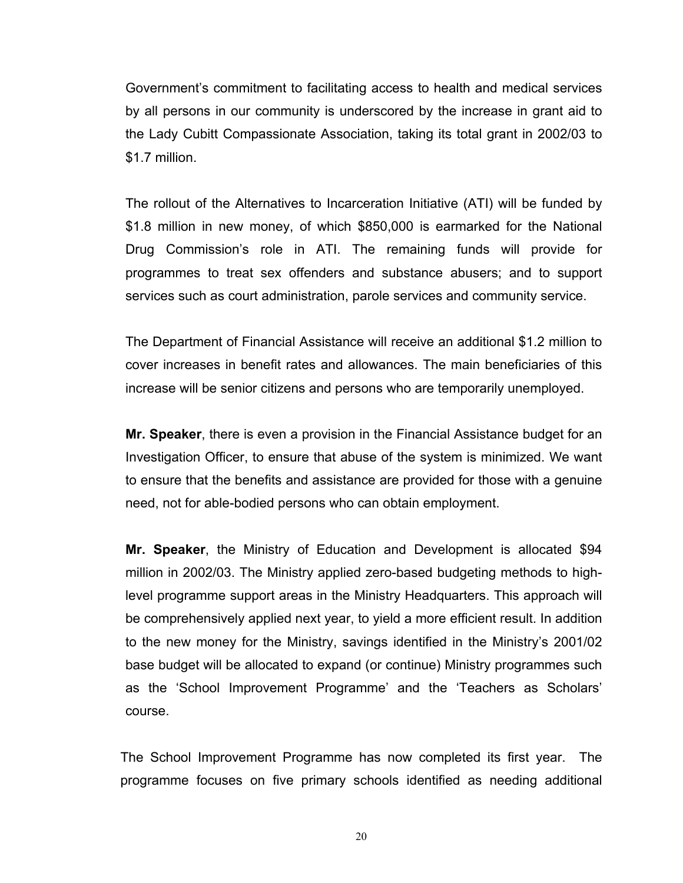Government's commitment to facilitating access to health and medical services by all persons in our community is underscored by the increase in grant aid to the Lady Cubitt Compassionate Association, taking its total grant in 2002/03 to $1.7 million.

The rollout of the Alternatives to Incarceration Initiative (ATI) will be funded by $1.8 million in new money, of which $850,000 is earmarked for the National Drug Commission's role in ATI. The remaining funds will provide for programmes to treat sex offenders and substance abusers; and to support services such as court administration, parole services and community service.

The Department of Financial Assistance will receive an additional $1.2 million to cover increases in benefit rates and allowances. The main beneficiaries of this increase will be senior citizens and persons who are temporarily unemployed.

**Mr. Speaker**, there is even a provision in the Financial Assistance budget for an Investigation Officer, to ensure that abuse of the system is minimized. We want to ensure that the benefits and assistance are provided for those with a genuine need, not for able-bodied persons who can obtain employment.

**Mr. Speaker**, the Ministry of Education and Development is allocated $94 million in 2002/03. The Ministry applied zero-based budgeting methods to high-level programme support areas in the Ministry Headquarters. This approach will be comprehensively applied next year, to yield a more efficient result. In addition to the new money for the Ministry, savings identified in the Ministry's 2001/02 base budget will be allocated to expand (or continue) Ministry programmes such as the 'School Improvement Programme' and the 'Teachers as Scholars' course.

The School Improvement Programme has now completed its first year. The programme focuses on five primary schools identified as needing additional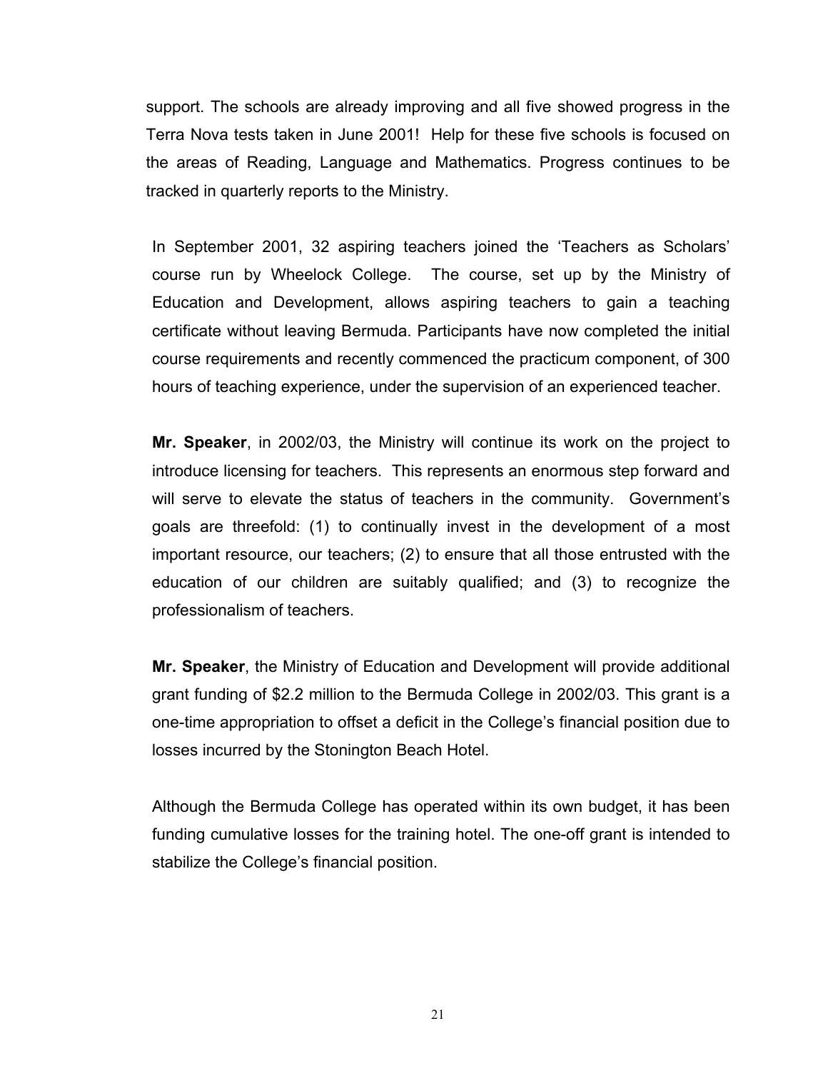support. The schools are already improving and all five showed progress in the Terra Nova tests taken in June 2001! Help for these five schools is focused on the areas of Reading, Language and Mathematics. Progress continues to be tracked in quarterly reports to the Ministry.

In September 2001, 32 aspiring teachers joined the 'Teachers as Scholars' course run by Wheelock College. The course, set up by the Ministry of Education and Development, allows aspiring teachers to gain a teaching certificate without leaving Bermuda. Participants have now completed the initial course requirements and recently commenced the practicum component, of 300 hours of teaching experience, under the supervision of an experienced teacher.

**Mr. Speaker**, in 2002/03, the Ministry will continue its work on the project to introduce licensing for teachers. This represents an enormous step forward and will serve to elevate the status of teachers in the community. Government's goals are threefold: (1) to continually invest in the development of a most important resource, our teachers; (2) to ensure that all those entrusted with the education of our children are suitably qualified; and (3) to recognize the professionalism of teachers.

**Mr. Speaker**, the Ministry of Education and Development will provide additional grant funding of $2.2 million to the Bermuda College in 2002/03. This grant is a one-time appropriation to offset a deficit in the College's financial position due to losses incurred by the Stonington Beach Hotel.

Although the Bermuda College has operated within its own budget, it has been funding cumulative losses for the training hotel. The one-off grant is intended to stabilize the College's financial position.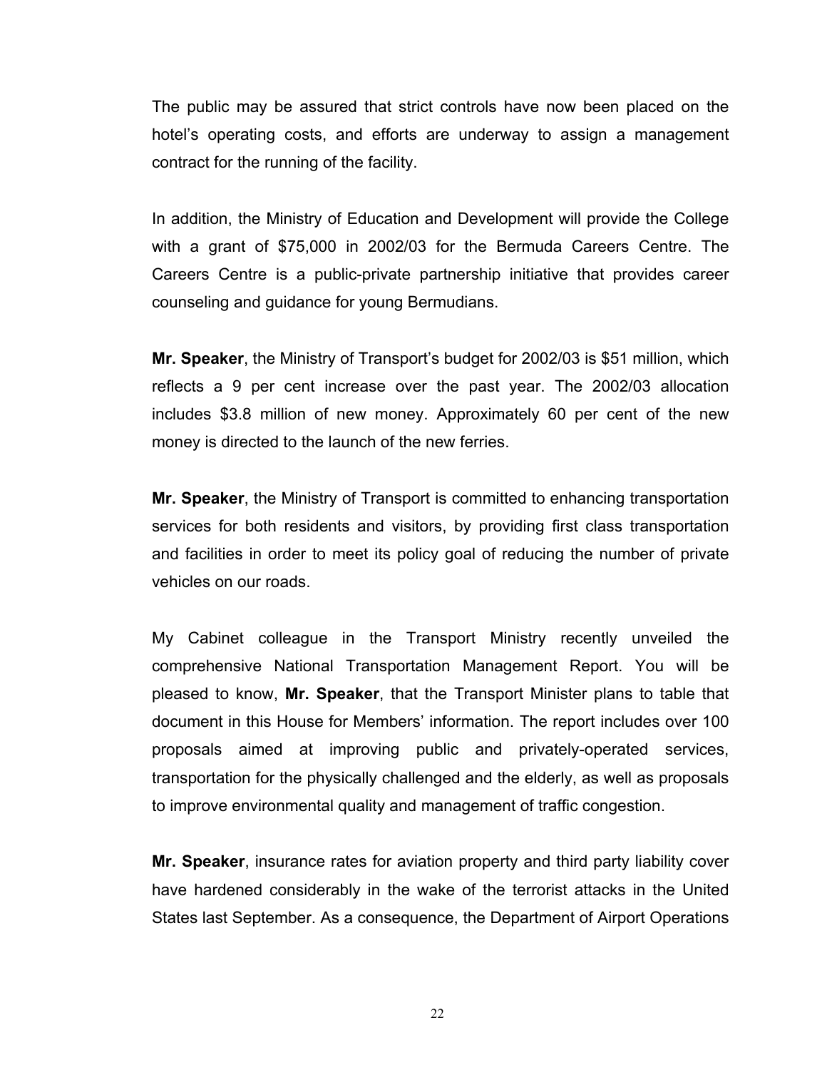The public may be assured that strict controls have now been placed on the hotel's operating costs, and efforts are underway to assign a management contract for the running of the facility.

In addition, the Ministry of Education and Development will provide the College with a grant of $75,000 in 2002/03 for the Bermuda Careers Centre. The Careers Centre is a public-private partnership initiative that provides career counseling and guidance for young Bermudians.

**Mr. Speaker**, the Ministry of Transport's budget for 2002/03 is $51 million, which reflects a 9 per cent increase over the past year. The 2002/03 allocation includes $3.8 million of new money. Approximately 60 per cent of the new money is directed to the launch of the new ferries.

**Mr. Speaker**, the Ministry of Transport is committed to enhancing transportation services for both residents and visitors, by providing first class transportation and facilities in order to meet its policy goal of reducing the number of private vehicles on our roads.

My Cabinet colleague in the Transport Ministry recently unveiled the comprehensive National Transportation Management Report. You will be pleased to know, **Mr. Speaker**, that the Transport Minister plans to table that document in this House for Members' information. The report includes over 100 proposals aimed at improving public and privately-operated services, transportation for the physically challenged and the elderly, as well as proposals to improve environmental quality and management of traffic congestion.

**Mr. Speaker**, insurance rates for aviation property and third party liability cover have hardened considerably in the wake of the terrorist attacks in the United States last September. As a consequence, the Department of Airport Operations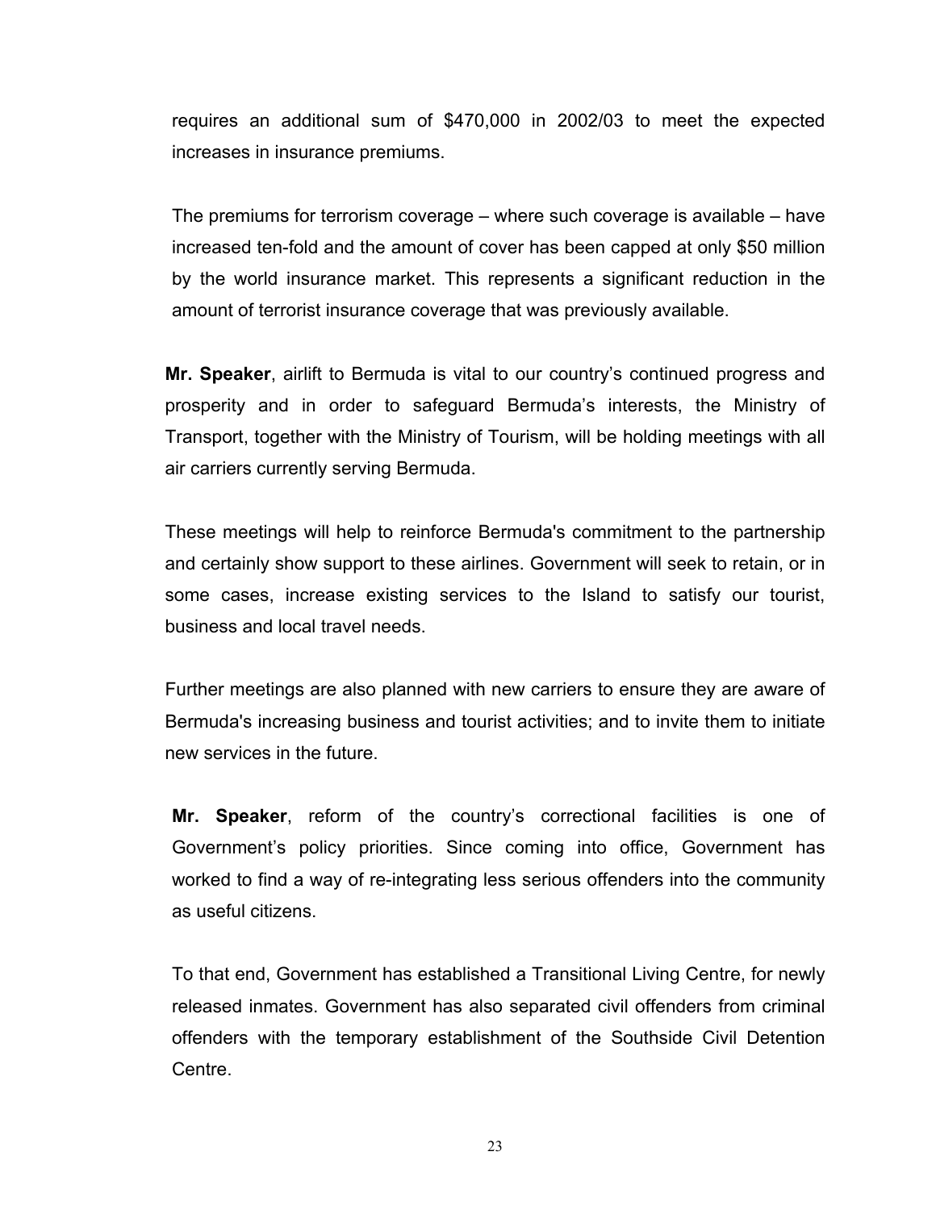requires an additional sum of $470,000 in 2002/03 to meet the expected increases in insurance premiums.

The premiums for terrorism coverage – where such coverage is available – have increased ten-fold and the amount of cover has been capped at only $50 million by the world insurance market. This represents a significant reduction in the amount of terrorist insurance coverage that was previously available.

**Mr. Speaker**, airlift to Bermuda is vital to our country's continued progress and prosperity and in order to safeguard Bermuda's interests, the Ministry of Transport, together with the Ministry of Tourism, will be holding meetings with all air carriers currently serving Bermuda.

These meetings will help to reinforce Bermuda's commitment to the partnership and certainly show support to these airlines. Government will seek to retain, or in some cases, increase existing services to the Island to satisfy our tourist, business and local travel needs.

Further meetings are also planned with new carriers to ensure they are aware of Bermuda's increasing business and tourist activities; and to invite them to initiate new services in the future.

**Mr. Speaker**, reform of the country's correctional facilities is one of Government's policy priorities. Since coming into office, Government has worked to find a way of re-integrating less serious offenders into the community as useful citizens.

To that end, Government has established a Transitional Living Centre, for newly released inmates. Government has also separated civil offenders from criminal offenders with the temporary establishment of the Southside Civil Detention Centre.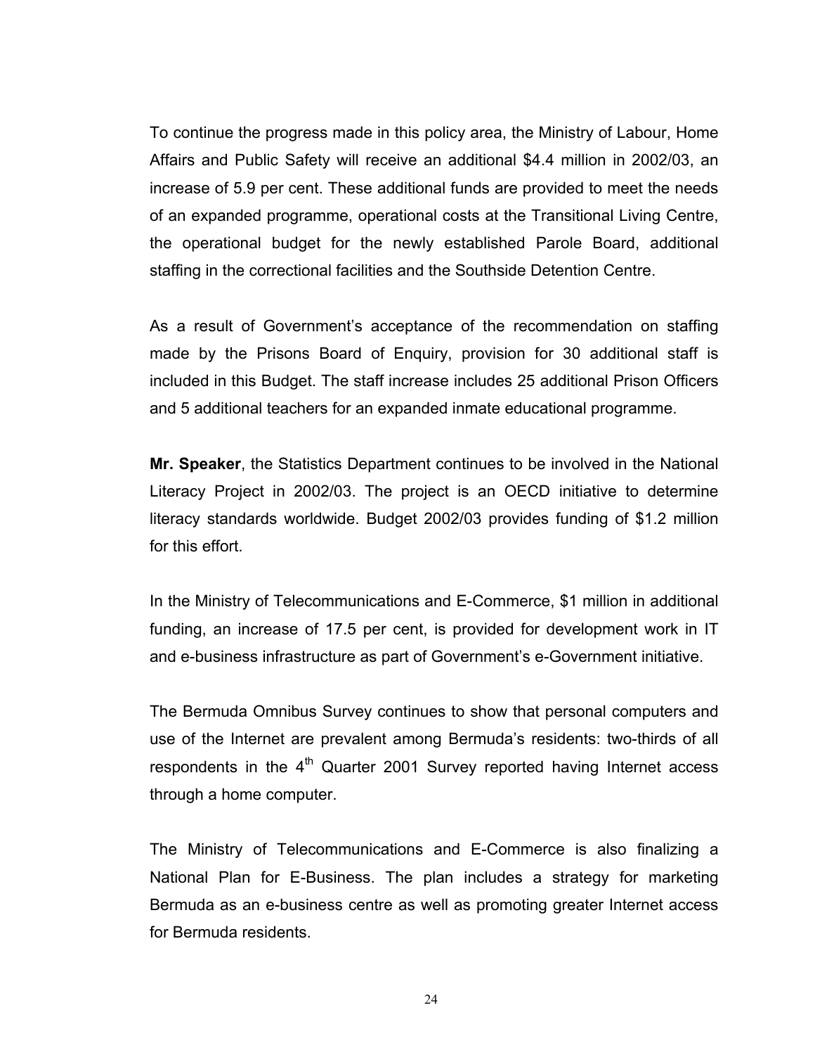To continue the progress made in this policy area, the Ministry of Labour, Home Affairs and Public Safety will receive an additional $4.4 million in 2002/03, an increase of 5.9 per cent. These additional funds are provided to meet the needs of an expanded programme, operational costs at the Transitional Living Centre, the operational budget for the newly established Parole Board, additional staffing in the correctional facilities and the Southside Detention Centre.

As a result of Government's acceptance of the recommendation on staffing made by the Prisons Board of Enquiry, provision for 30 additional staff is included in this Budget. The staff increase includes 25 additional Prison Officers and 5 additional teachers for an expanded inmate educational programme.

**Mr. Speaker**, the Statistics Department continues to be involved in the National Literacy Project in 2002/03. The project is an OECD initiative to determine literacy standards worldwide. Budget 2002/03 provides funding of $1.2 million for this effort.

In the Ministry of Telecommunications and E-Commerce, $1 million in additional funding, an increase of 17.5 per cent, is provided for development work in IT and e-business infrastructure as part of Government's e-Government initiative.

The Bermuda Omnibus Survey continues to show that personal computers and use of the Internet are prevalent among Bermuda's residents: two-thirds of all respondents in the 4th Quarter 2001 Survey reported having Internet access through a home computer.

The Ministry of Telecommunications and E-Commerce is also finalizing a National Plan for E-Business. The plan includes a strategy for marketing Bermuda as an e-business centre as well as promoting greater Internet access for Bermuda residents.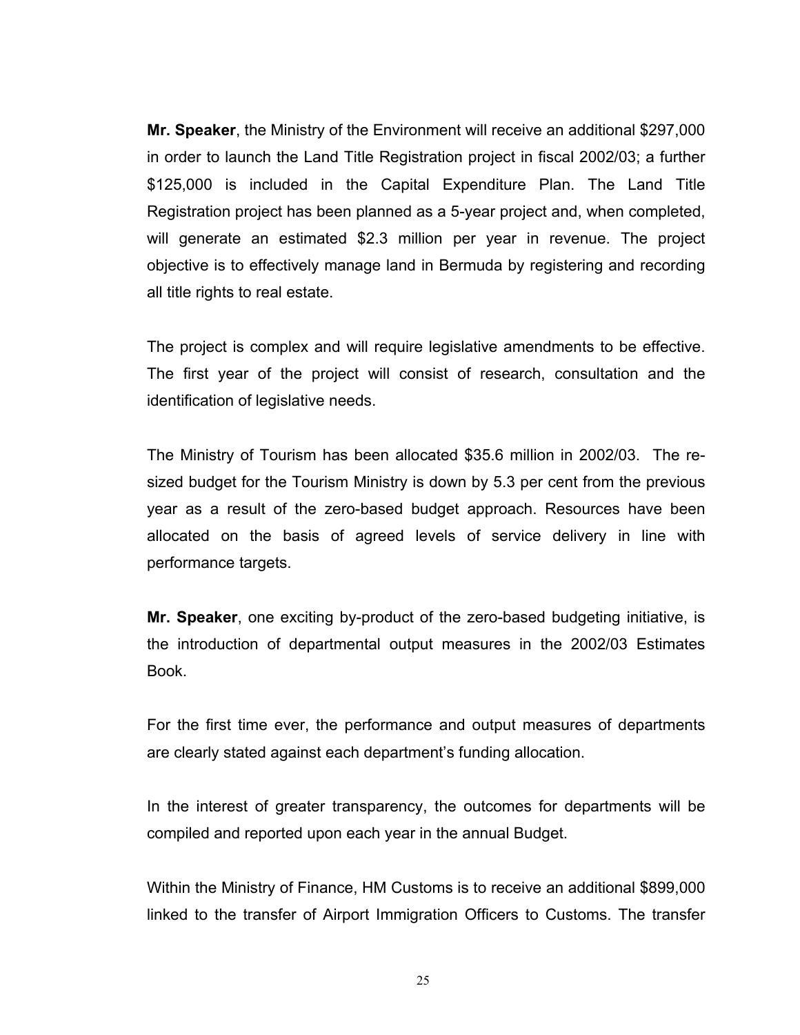**Mr. Speaker**, the Ministry of the Environment will receive an additional $297,000 in order to launch the Land Title Registration project in fiscal 2002/03; a further $125,000 is included in the Capital Expenditure Plan. The Land Title Registration project has been planned as a 5-year project and, when completed, will generate an estimated $2.3 million per year in revenue. The project objective is to effectively manage land in Bermuda by registering and recording all title rights to real estate.

The project is complex and will require legislative amendments to be effective. The first year of the project will consist of research, consultation and the identification of legislative needs.

The Ministry of Tourism has been allocated $35.6 million in 2002/03. The re-sized budget for the Tourism Ministry is down by 5.3 per cent from the previous year as a result of the zero-based budget approach. Resources have been allocated on the basis of agreed levels of service delivery in line with performance targets.

**Mr. Speaker**, one exciting by-product of the zero-based budgeting initiative, is the introduction of departmental output measures in the 2002/03 Estimates Book.

For the first time ever, the performance and output measures of departments are clearly stated against each department's funding allocation.

In the interest of greater transparency, the outcomes for departments will be compiled and reported upon each year in the annual Budget.

Within the Ministry of Finance, HM Customs is to receive an additional $899,000 linked to the transfer of Airport Immigration Officers to Customs. The transfer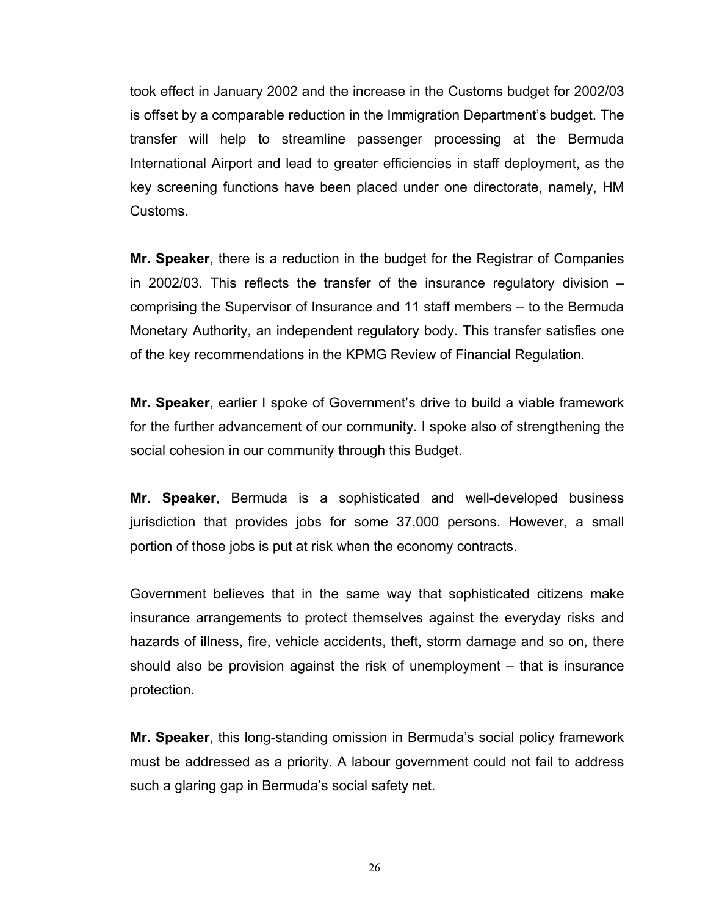took effect in January 2002 and the increase in the Customs budget for 2002/03 is offset by a comparable reduction in the Immigration Department's budget. The transfer will help to streamline passenger processing at the Bermuda International Airport and lead to greater efficiencies in staff deployment, as the key screening functions have been placed under one directorate, namely, HM Customs.

**Mr. Speaker**, there is a reduction in the budget for the Registrar of Companies in 2002/03. This reflects the transfer of the insurance regulatory division – comprising the Supervisor of Insurance and 11 staff members – to the Bermuda Monetary Authority, an independent regulatory body. This transfer satisfies one of the key recommendations in the KPMG Review of Financial Regulation.

**Mr. Speaker**, earlier I spoke of Government's drive to build a viable framework for the further advancement of our community. I spoke also of strengthening the social cohesion in our community through this Budget.

**Mr. Speaker**, Bermuda is a sophisticated and well-developed business jurisdiction that provides jobs for some 37,000 persons. However, a small portion of those jobs is put at risk when the economy contracts.

Government believes that in the same way that sophisticated citizens make insurance arrangements to protect themselves against the everyday risks and hazards of illness, fire, vehicle accidents, theft, storm damage and so on, there should also be provision against the risk of unemployment – that is insurance protection.

**Mr. Speaker**, this long-standing omission in Bermuda's social policy framework must be addressed as a priority. A labour government could not fail to address such a glaring gap in Bermuda's social safety net.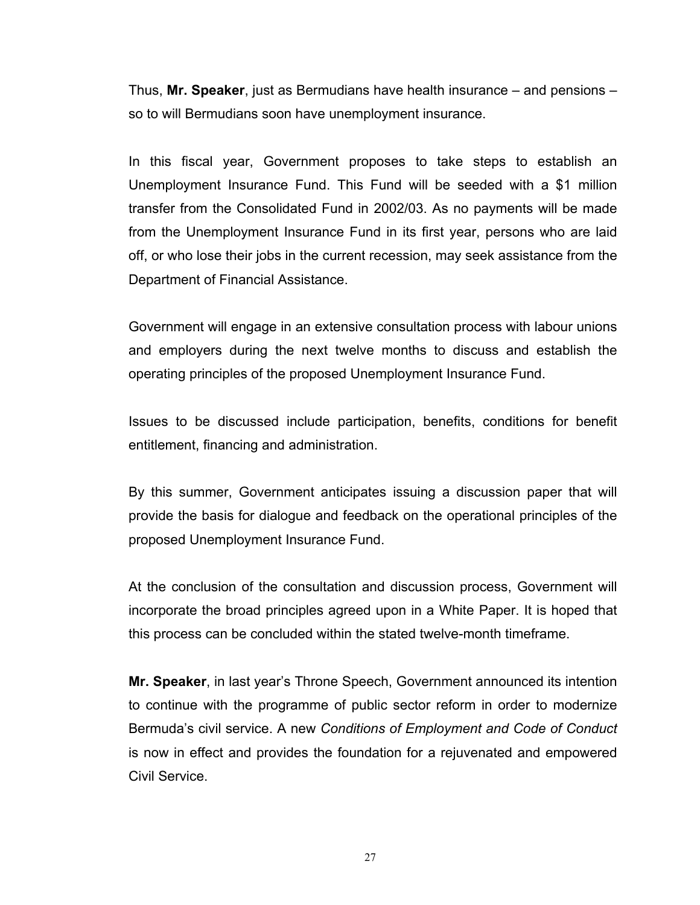Thus, **Mr. Speaker**, just as Bermudians have health insurance – and pensions – so to will Bermudians soon have unemployment insurance.

In this fiscal year, Government proposes to take steps to establish an Unemployment Insurance Fund. This Fund will be seeded with a $1 million transfer from the Consolidated Fund in 2002/03. As no payments will be made from the Unemployment Insurance Fund in its first year, persons who are laid off, or who lose their jobs in the current recession, may seek assistance from the Department of Financial Assistance.

Government will engage in an extensive consultation process with labour unions and employers during the next twelve months to discuss and establish the operating principles of the proposed Unemployment Insurance Fund.

Issues to be discussed include participation, benefits, conditions for benefit entitlement, financing and administration.

By this summer, Government anticipates issuing a discussion paper that will provide the basis for dialogue and feedback on the operational principles of the proposed Unemployment Insurance Fund.

At the conclusion of the consultation and discussion process, Government will incorporate the broad principles agreed upon in a White Paper. It is hoped that this process can be concluded within the stated twelve-month timeframe.

**Mr. Speaker**, in last year's Throne Speech, Government announced its intention to continue with the programme of public sector reform in order to modernize Bermuda's civil service. A new *Conditions of Employment and Code of Conduct* is now in effect and provides the foundation for a rejuvenated and empowered Civil Service.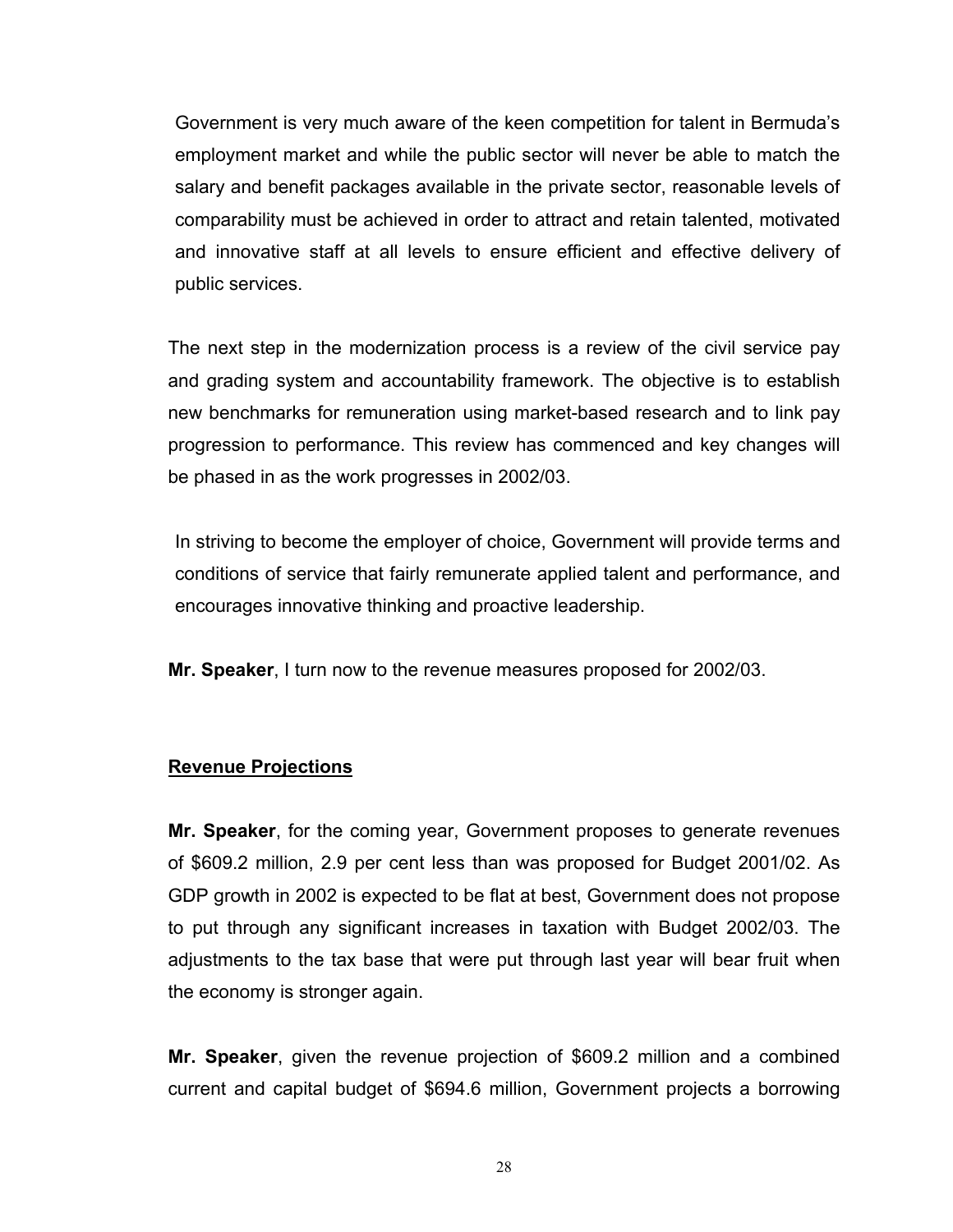Government is very much aware of the keen competition for talent in Bermuda's employment market and while the public sector will never be able to match the salary and benefit packages available in the private sector, reasonable levels of comparability must be achieved in order to attract and retain talented, motivated and innovative staff at all levels to ensure efficient and effective delivery of public services.

The next step in the modernization process is a review of the civil service pay and grading system and accountability framework. The objective is to establish new benchmarks for remuneration using market-based research and to link pay progression to performance. This review has commenced and key changes will be phased in as the work progresses in 2002/03.

In striving to become the employer of choice, Government will provide terms and conditions of service that fairly remunerate applied talent and performance, and encourages innovative thinking and proactive leadership.

**Mr. Speaker**, I turn now to the revenue measures proposed for 2002/03.

## Revenue Projections

**Mr. Speaker**, for the coming year, Government proposes to generate revenues of $609.2 million, 2.9 per cent less than was proposed for Budget 2001/02. As GDP growth in 2002 is expected to be flat at best, Government does not propose to put through any significant increases in taxation with Budget 2002/03. The adjustments to the tax base that were put through last year will bear fruit when the economy is stronger again.

**Mr. Speaker**, given the revenue projection of $609.2 million and a combined current and capital budget of $694.6 million, Government projects a borrowing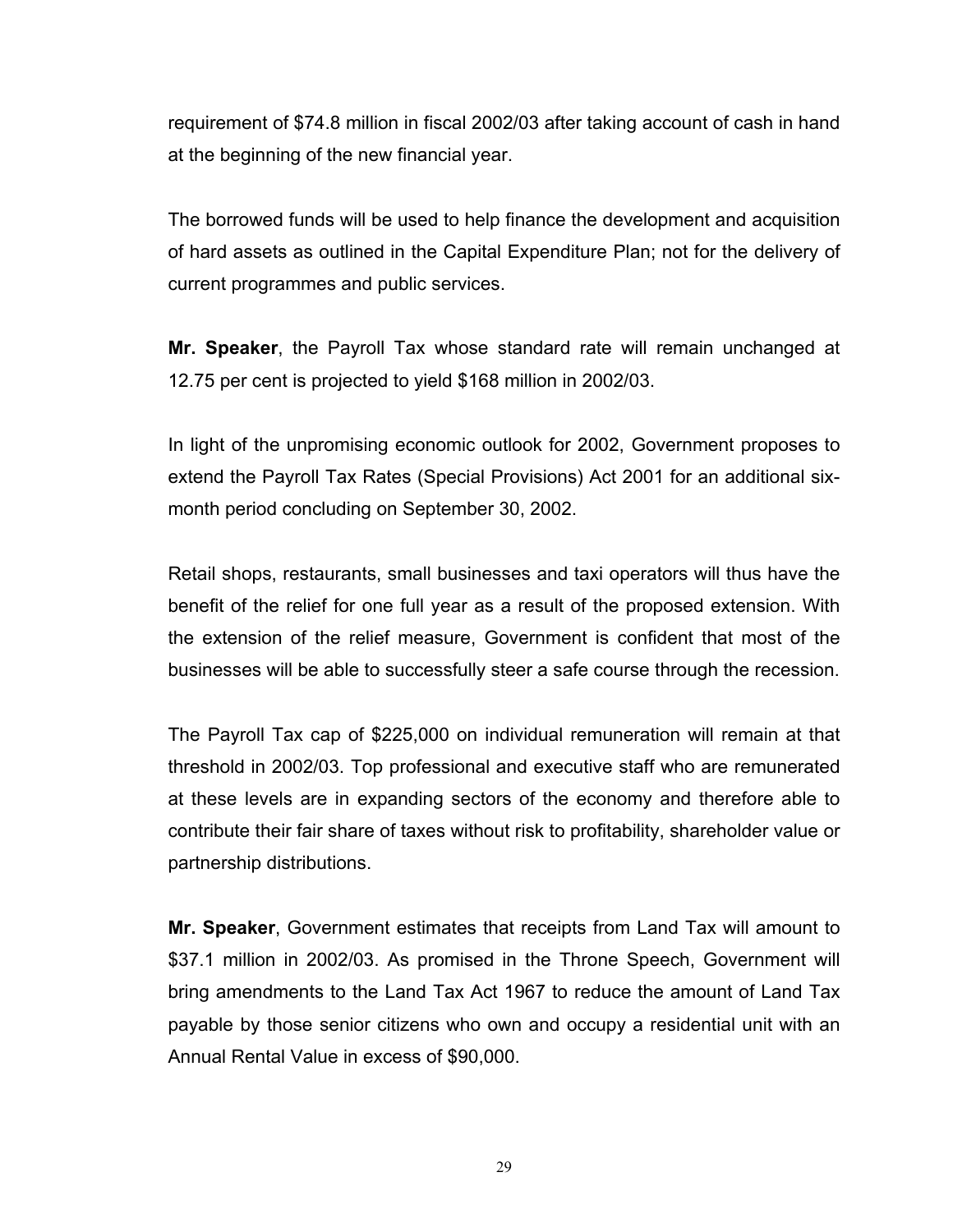requirement of $74.8 million in fiscal 2002/03 after taking account of cash in hand at the beginning of the new financial year.

The borrowed funds will be used to help finance the development and acquisition of hard assets as outlined in the Capital Expenditure Plan; not for the delivery of current programmes and public services.

**Mr. Speaker**, the Payroll Tax whose standard rate will remain unchanged at 12.75 per cent is projected to yield $168 million in 2002/03.

In light of the unpromising economic outlook for 2002, Government proposes to extend the Payroll Tax Rates (Special Provisions) Act 2001 for an additional six-month period concluding on September 30, 2002.

Retail shops, restaurants, small businesses and taxi operators will thus have the benefit of the relief for one full year as a result of the proposed extension. With the extension of the relief measure, Government is confident that most of the businesses will be able to successfully steer a safe course through the recession.

The Payroll Tax cap of $225,000 on individual remuneration will remain at that threshold in 2002/03. Top professional and executive staff who are remunerated at these levels are in expanding sectors of the economy and therefore able to contribute their fair share of taxes without risk to profitability, shareholder value or partnership distributions.

**Mr. Speaker**, Government estimates that receipts from Land Tax will amount to $37.1 million in 2002/03. As promised in the Throne Speech, Government will bring amendments to the Land Tax Act 1967 to reduce the amount of Land Tax payable by those senior citizens who own and occupy a residential unit with an Annual Rental Value in excess of $90,000.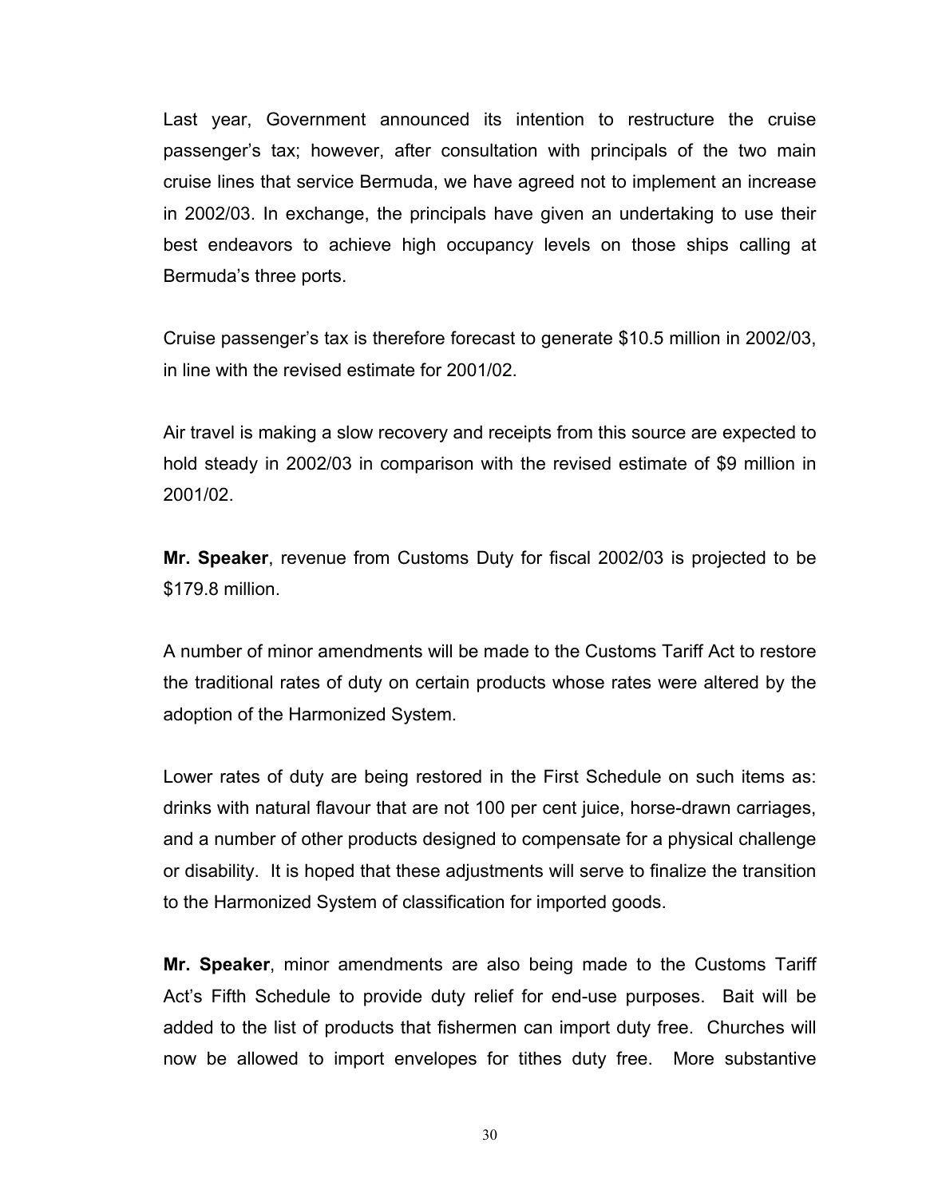Last year, Government announced its intention to restructure the cruise passenger's tax; however, after consultation with principals of the two main cruise lines that service Bermuda, we have agreed not to implement an increase in 2002/03. In exchange, the principals have given an undertaking to use their best endeavors to achieve high occupancy levels on those ships calling at Bermuda's three ports.

Cruise passenger's tax is therefore forecast to generate $10.5 million in 2002/03, in line with the revised estimate for 2001/02.

Air travel is making a slow recovery and receipts from this source are expected to hold steady in 2002/03 in comparison with the revised estimate of $9 million in 2001/02.

**Mr. Speaker**, revenue from Customs Duty for fiscal 2002/03 is projected to be $179.8 million.

A number of minor amendments will be made to the Customs Tariff Act to restore the traditional rates of duty on certain products whose rates were altered by the adoption of the Harmonized System.

Lower rates of duty are being restored in the First Schedule on such items as: drinks with natural flavour that are not 100 per cent juice, horse-drawn carriages, and a number of other products designed to compensate for a physical challenge or disability. It is hoped that these adjustments will serve to finalize the transition to the Harmonized System of classification for imported goods.

**Mr. Speaker**, minor amendments are also being made to the Customs Tariff Act's Fifth Schedule to provide duty relief for end-use purposes. Bait will be added to the list of products that fishermen can import duty free. Churches will now be allowed to import envelopes for tithes duty free. More substantive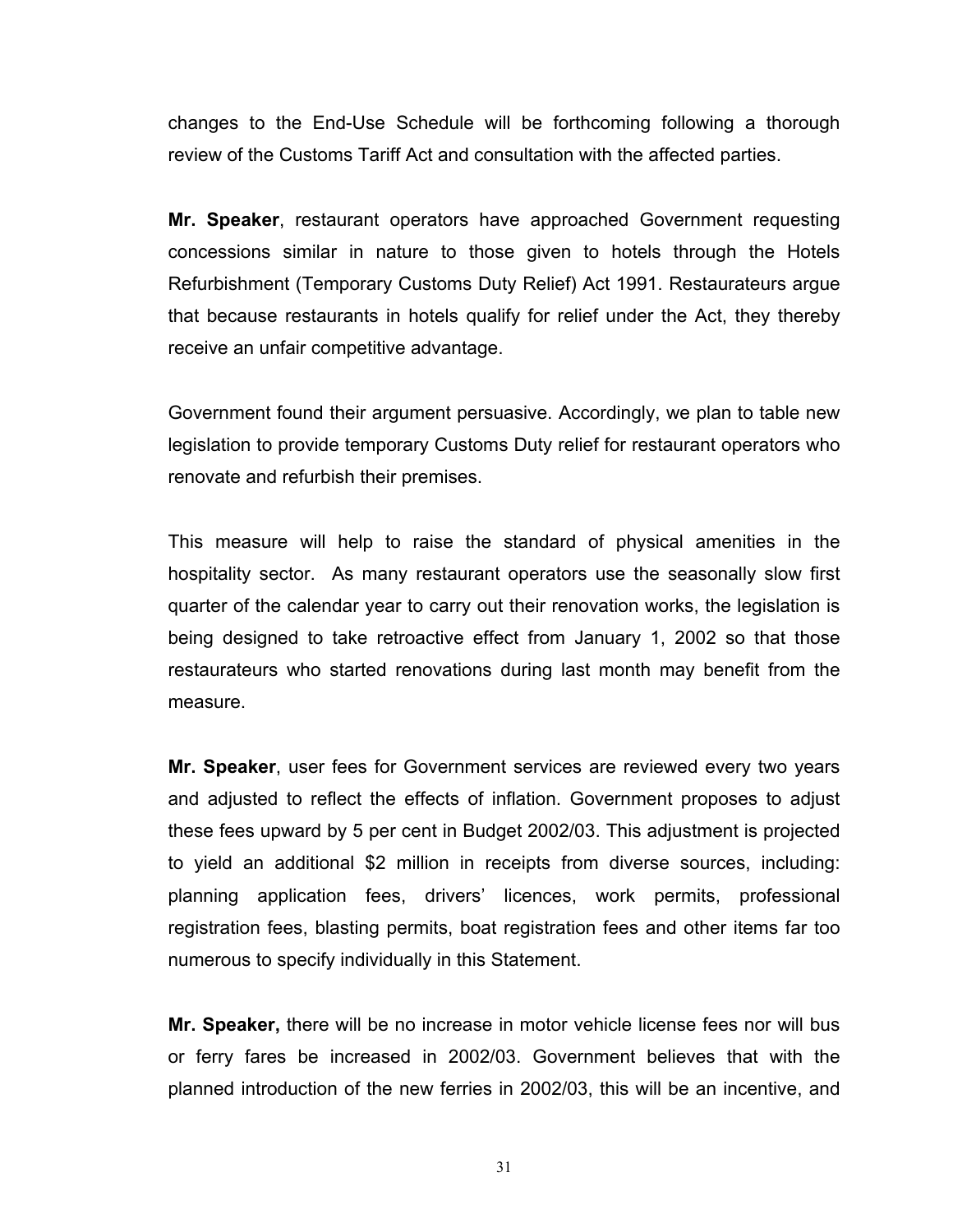changes to the End-Use Schedule will be forthcoming following a thorough review of the Customs Tariff Act and consultation with the affected parties.

**Mr. Speaker**, restaurant operators have approached Government requesting concessions similar in nature to those given to hotels through the Hotels Refurbishment (Temporary Customs Duty Relief) Act 1991. Restaurateurs argue that because restaurants in hotels qualify for relief under the Act, they thereby receive an unfair competitive advantage.

Government found their argument persuasive. Accordingly, we plan to table new legislation to provide temporary Customs Duty relief for restaurant operators who renovate and refurbish their premises.

This measure will help to raise the standard of physical amenities in the hospitality sector. As many restaurant operators use the seasonally slow first quarter of the calendar year to carry out their renovation works, the legislation is being designed to take retroactive effect from January 1, 2002 so that those restaurateurs who started renovations during last month may benefit from the measure.

**Mr. Speaker**, user fees for Government services are reviewed every two years and adjusted to reflect the effects of inflation. Government proposes to adjust these fees upward by 5 per cent in Budget 2002/03. This adjustment is projected to yield an additional $2 million in receipts from diverse sources, including: planning application fees, drivers' licences, work permits, professional registration fees, blasting permits, boat registration fees and other items far too numerous to specify individually in this Statement.

**Mr. Speaker,** there will be no increase in motor vehicle license fees nor will bus or ferry fares be increased in 2002/03. Government believes that with the planned introduction of the new ferries in 2002/03, this will be an incentive, and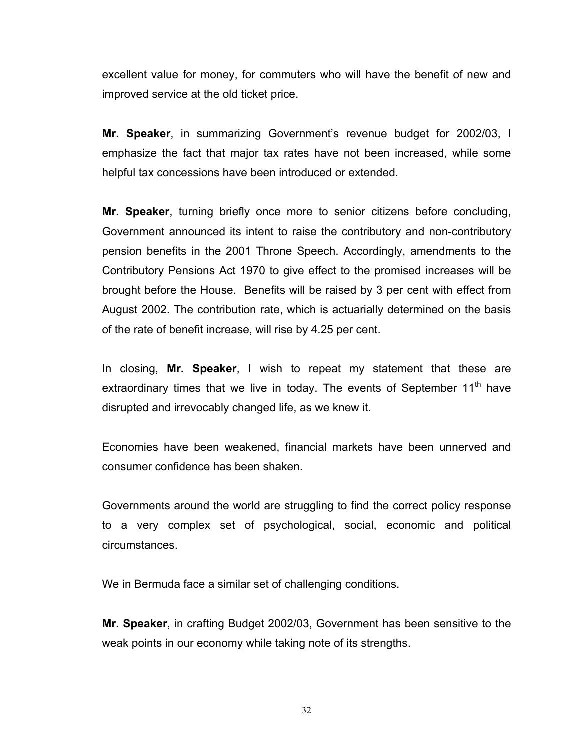excellent value for money, for commuters who will have the benefit of new and improved service at the old ticket price.

**Mr. Speaker**, in summarizing Government's revenue budget for 2002/03, I emphasize the fact that major tax rates have not been increased, while some helpful tax concessions have been introduced or extended.

**Mr. Speaker**, turning briefly once more to senior citizens before concluding, Government announced its intent to raise the contributory and non-contributory pension benefits in the 2001 Throne Speech. Accordingly, amendments to the Contributory Pensions Act 1970 to give effect to the promised increases will be brought before the House. Benefits will be raised by 3 per cent with effect from August 2002. The contribution rate, which is actuarially determined on the basis of the rate of benefit increase, will rise by 4.25 per cent.

In closing, **Mr. Speaker**, I wish to repeat my statement that these are extraordinary times that we live in today. The events of September 11th have disrupted and irrevocably changed life, as we knew it.

Economies have been weakened, financial markets have been unnerved and consumer confidence has been shaken.

Governments around the world are struggling to find the correct policy response to a very complex set of psychological, social, economic and political circumstances.

We in Bermuda face a similar set of challenging conditions.

**Mr. Speaker**, in crafting Budget 2002/03, Government has been sensitive to the weak points in our economy while taking note of its strengths.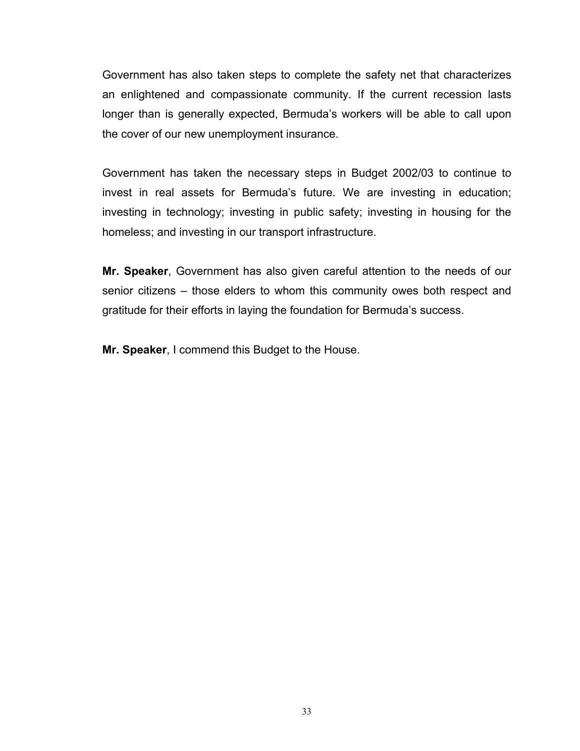Government has also taken steps to complete the safety net that characterizes an enlightened and compassionate community. If the current recession lasts longer than is generally expected, Bermuda's workers will be able to call upon the cover of our new unemployment insurance.

Government has taken the necessary steps in Budget 2002/03 to continue to invest in real assets for Bermuda's future. We are investing in education; investing in technology; investing in public safety; investing in housing for the homeless; and investing in our transport infrastructure.

**Mr. Speaker**, Government has also given careful attention to the needs of our senior citizens – those elders to whom this community owes both respect and gratitude for their efforts in laying the foundation for Bermuda's success.

**Mr. Speaker**, I commend this Budget to the House.